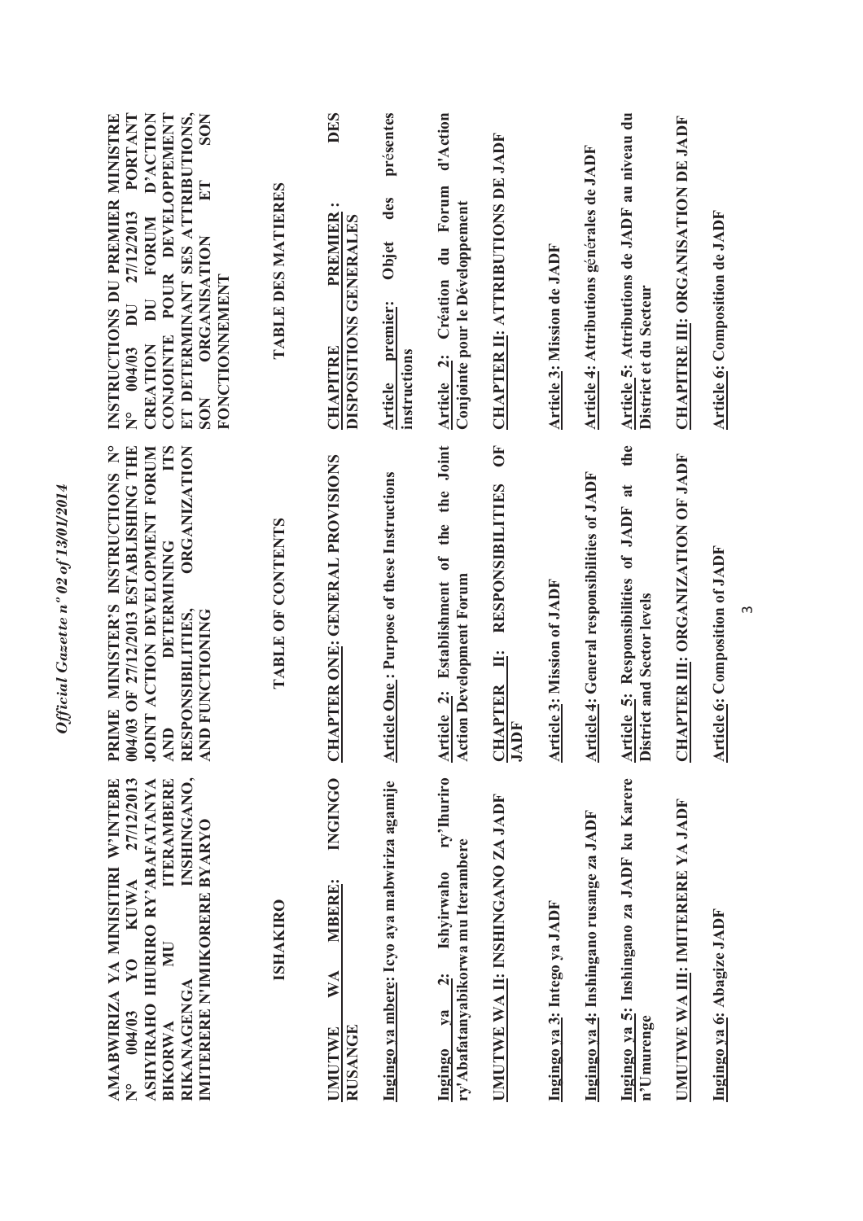**AMABWIRIZA YA MINISITIRI W'INTEBE N° 004/03 YO KUWA 27/12/2013 ASHYIRAHO IHURIRO RY'ABAFATANYA BIKORWA MU ITERAMBERE RIKANAGENGA INSHINGANO, IMITERERE N'IMIKORERE BYARYO**

**ISHAKIRO**

**UMUTWE WA MBERE: INGINGO RUSANGE**

**Ingingo ya mbere: Icyo aya mabwiriza agamije**

**Ingingo ya 2: Ishyirwaho ry'Ihuriro ry'Abafatanyabikorwa mu Iterambere**

**UMUTWE WA II: INSHINGANO ZA JADF**

**Ingingo ya 3: Intego ya JADF**

**Ingingo ya 4: Inshingano rusange za JADF**

**Ingingo ya 5: Inshingano za JADF ku Karere n'Umurenge**

**UMUTWE WA III: IMITERERE YA JADF**

**Ingingo ya 6: Abagize JADF**

**PRIME MINISTER'S INSTRUCTIONS N° 004/03 OF 27/12/2013 ESTABLISHING THE JOINT ACTION DEVELOPMENT FORUM AND DETERMINING ITS RESPONSIBILITIES, ORGANIZATION AND FUNCTIONING**

**TABLE OF CONTENTS**

**CHAPTER ONE: GENERAL PROVISIONS**

**Article One: Purpose of these Instructions**

**Article 2: Establishment of the the Joint Action Development Forum**

**CHAPTER II: RESPONSIBILITIES OF JADF**

**Article 3: Mission of JADF**

**Article 4: General responsibilities of JADF**

**Article 5: Responsibilities of JADF at the District and Sector levels**

**CHAPTER III: ORGANIZATION OF JADF**

**Article 6: Composition of JADF**

**INSTRUCTIONS DU PREMIER MINISTRE N° 004/03 DU 27/12/2013 PORTANT CREATION DU FORUM D'ACTION CONJOINTE POUR DEVELOPPEMENT ET DETERMINANT SES ATTRIBUTIONS, SON ORGANISATION ET SON FONCTIONNEMENT**

**TABLE DES MATIERES**

**CHAPITRE PREMIER : DISPOSITIONS GENERALES**

**Article premier: Objet des présentes instructions**

**Article 2: Création du Forum d'Action Conjointe pour le Développement**

**CHAPTER II: ATTRIBUTIONS DE JADF**

**Article 3: Mission de JADF**

**Article 4: Attributions générales de JADF**

**Article 5: Attributions de JADF au niveau du District et du Secteur**

**CHAPITRE III: ORGANISATION DE JADF**

**Article 6: Composition de JADF**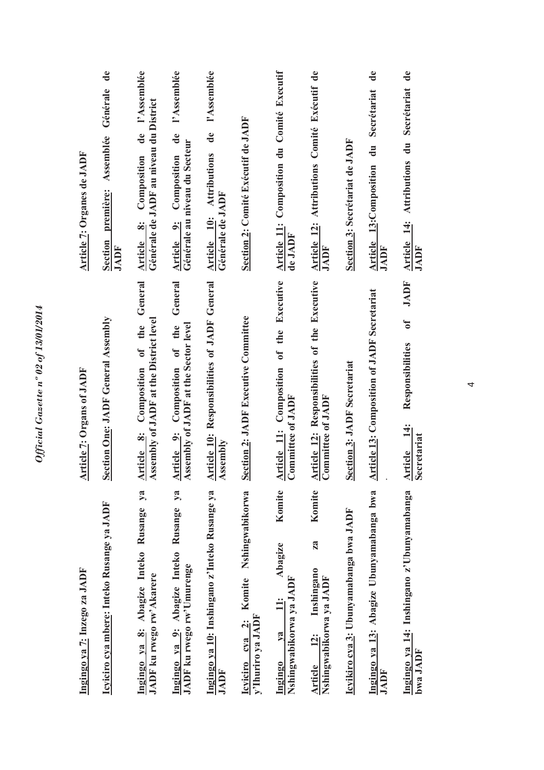**Ingingo ya 7: Inzego za JADF**

**Icyiciro cya mbere: Inteko Rusange ya JADF**

**Ingingo ya 8: Abagize Inteko Rusange ya JADF ku rwego rw'Akarere**

**Ingingo ya 9: Abagize Inteko Rusange ya JADF ku rwego rw'Umurenge**

**Ingingo ya 10: Inshingano z'Inteko Rusange ya JADF**

**Icyiciro cya 2: Komite Nshingwabikorwa y'Ihuriro ya JADF**

**Ingingo ya 11: Abagize Komite Nshingwabikorwa ya JADF**

**Article 12: Inshingano za Komite Nshingwabikorwa ya JADF**

**Icyikiro cya 3: Ubunyamabanga bwa JADF**

**Ingingo ya 13: Abagize Ubunyamabanga bwa JADF**

**Ingingo ya 14: Inshingano z'Ubunyamabanga bwa JADF**

**Article 7: Organs of JADF**

**Section One: JADF General Assembly**

**Article 8: Composition of the General Assembly of JADF at the District level**

**Article 9: Composition of the General Assembly of JADF at the Sector level**

**Article 10: Responsibilities of JADF General Assembly**

**Section 2: JADF Executive Committee**

**Article 11: Composition of the Executive Committee of JADF**

**Article 12: Responsibilities of the Executive Committee of JADF**

**Section 3: JADF Secretariat**

**Article 13: Composition of JADF Secretariat**

**Article 14: Responsibilities of the JADF Secretariat**

**Article 7: Organes de JADF**

**Section première: Assemblée Générale de JADF**

**Article 8: Composition de l'Assemblée Générale de JADF au niveau du District**

**Article 9: Composition de l'Assemblée Générale au niveau du Secteur**

**Article 10: Attributions de l'Assemblée Générale de JADF**

**Section 2: Comité Exécutif de JADF**

**Article 11: Composition du Comité Executif de JADF**

**Article 12: Attributions Comité Exécutif de JADF**

**Section 3: Secrétariat de JADF**

**Article 13: Composition du Secrétariat de JADF**

**Article 14: Attributions du Secrétariat de JADF**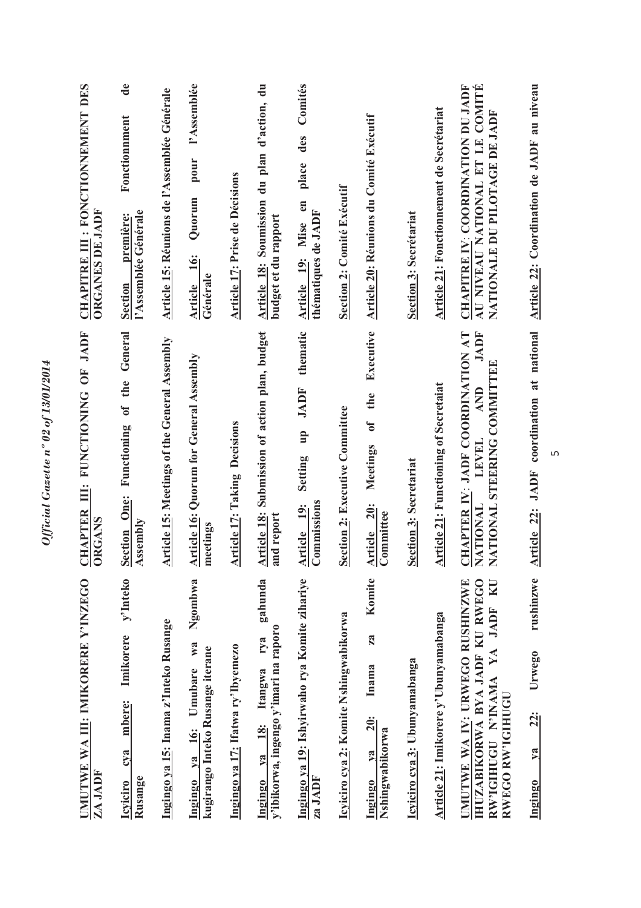| | | |
|---|---|---|
| **UMUTWE WA III: IMIKORERE Y'INZEGO ZA JADF** | **CHAPTER III: FUNCTIONING OF JADF ORGANS** | **CHAPITRE III : FONCTIONNEMENT DES ORGANES DE JADF** |
| **Icyiciro cya mbere: Imikorere y'Inteko Rusange** | **Section One: Functioning of the General Assembly** | **Section première: Fonctionnment de l'Assemblée Générale** |
| **Ingingo ya 15: Inama z'Inteko Rusange** | **Article 15: Meetings of the General Assembly** | **Article 15: Réunions de l'Assemblée Générale** |
| **Ingingo ya 16: Umubare wa Ngombwa kugirango Inteko Rusange iterane** | **Article 16: Quorum for General Assembly meetings** | **Article 16: Quorum pour l'Assemblée Générale** |
| **Ingingo ya 17: Ifatwa ry'Ibyemezo** | **Article 17: Taking Decisions** | **Article 17: Prise de Décisions** |
| **Ingingo ya 18: Itangwa rya gahunda y'ibikorwa, ingengo y'imari na raporo** | **Article 18: Submission of action plan, budget and report** | **Article 18: Soumission du plan d'action, du budget et du rapport** |
| **Ingingo ya 19: Ishyirwaho rya Komite zihariye za JADF** | **Article 19: Setting up JADF thematic Commissions** | **Article 19: Mise en place des Comités thématiques de JADF** |
| **Icyiciro cya 2: Komite Nshingwabikorwa** | **Section 2: Executive Committee** | **Section 2: Comité Exécutif** |
| **Ingingo ya 20: Inama za Komite Nshingwabikorwa** | **Article 20: Meetings of the Executive Committee** | **Article 20: Réunions du Comité Exécutif** |
| **Icyiciro cya 3: Ubunyamabanga** | **Section 3: Secretariat** | **Section 3: Secrétariat** |
| **Article 21: Imikorere y'Ubunyamabanga** | **Article 21: Functioning of Secretaiat** | **Article 21: Fonctionnement de Secrétariat** |
| **UMUTWE WA IV: URWEGO RUSHINZWE IHUZABIKORWA BYA JADF KU RWEGO RW'IGIHUGU N'INAMA YA JADF KU RWEGO RW'IGIHUGU** | **CHAPTER IV: JADF COORDINATION AT NATIONAL LEVEL AND JADF NATIONAL STEERING COMMITTEE** | **CHAPITRE IV: COORDINATION DU JADF AU NIVEAU NATIONAL ET LE COMITÉ NATIONALE DU PILOTAGE DE JADF** |
| **Ingingo ya 22: Urwego rushinzwe** | **Article 22: JADF coordination at national** | **Article 22: Coordination de JADF au niveau** |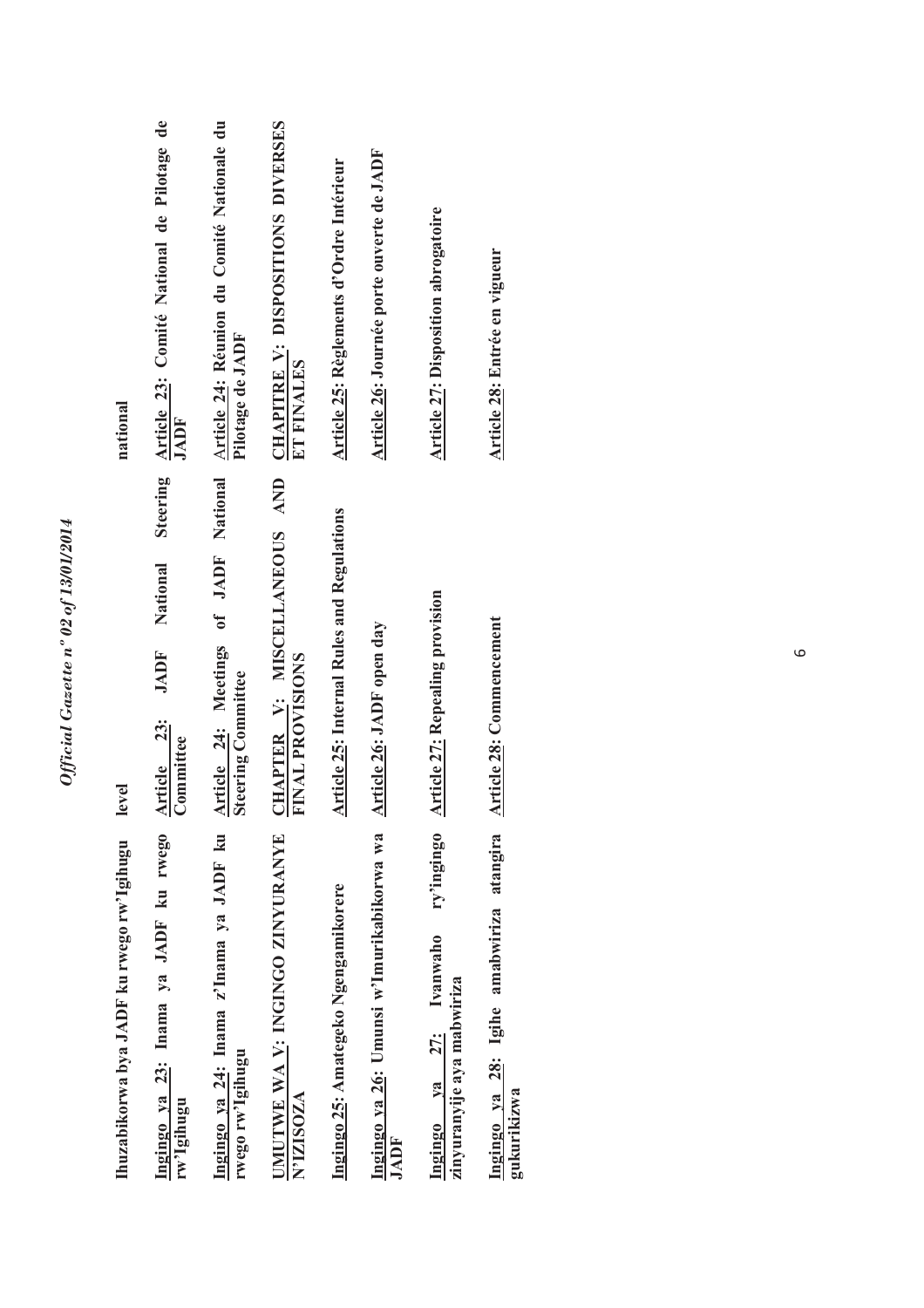| | | |
|---|---|---|
| Ihuzabikorwa bya JADF ku rwego rw'Igihugu | level | national |
| **Ingingo ya 23: Inama ya JADF ku rwego rw'Igihugu** | **Article 23: JADF National Steering Committee** | **Article 23: Comité National de Pilotage de JADF** |
| **Ingingo ya 24: Inama z'Inama ya JADF ku rwego rw'Igihugu** | **Article 24: Meetings of JADF National Steering Committee** | **Article 24: Réunion du Comité Nationale du Pilotage de JADF** |
| **UMUTWE WA V: INGINGO ZINYURANYE N'IZISOZA** | **CHAPTER V: MISCELLANEOUS AND FINAL PROVISIONS** | **CHAPITRE V: DISPOSITIONS DIVERSES ET FINALES** |
| **Ingingo 25: Amategeko Ngengamikorere** | **Article 25: Internal Rules and Regulations** | **Article 25: Règlements d'Ordre Intérieur** |
| **Ingingo ya 26: Umunsi w'Imurikabikorwa wa JADF** | **Article 26: JADF open day** | **Article 26: Journée porte ouverte de JADF** |
| **Ingingo ya 27: Ivanwaho ry'ingingo zinyuranyije aya mabwiriza** | **Article 27: Repealing provision** | **Article 27: Disposition abrogatoire** |
| **Ingingo ya 28: Igihe amabwiriza atangira gukurikizwa** | **Article 28: Commencement** | **Article 28: Entrée en vigueur** |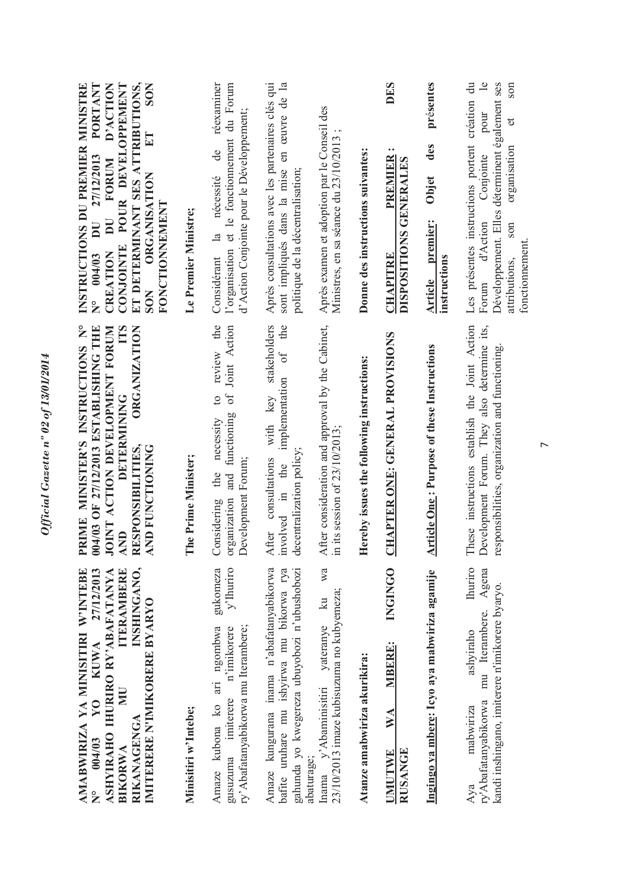**AMABWIRIZA YA MINISITIRI W'INTEBE N° 004/03 YO KUWA 27/12/2013 ASHYIRAHO IHURIRO RY'ABAFATANYABIKORWA MU ITERAMBERE RIKANAGENGA INSHINGANO, IMITERERE N'IMIKORERE BYARYO**

**Minisitiri w'Intebe;**

Amaze kubona ko ari ngombwa gukomeza gusuzuma imiterere n'imikorere y'Ihuriro ry'Abafatanyabikorwa mu Iterambere;

Amaze kungurana inama n'abafatanyabikorwa bafite uruhare mu ishyirwa mu bikorwa rya gahunda yo kwegereza ubuyobozi n'ubushobozi abaturage;

Inama y'Abaminisitiri yateranye ku wa 23/10/2013 imaze kubisuzuma no kubyemeza;

**Atanze amabwiriza akurikira:**

**UMUTWE WA MBERE: INGINGO RUSANGE**

**Ingingo ya mbere: Icyo aya mabwiriza agamije**

Aya mabwiriza ashyiraho Ihuriro ry'Abafatanyabikorwa mu Iterambere. Agena kandi inshingano, imiterere n'imikorere byaryo.

**PRIME MINISTER'S INSTRUCTIONS N° 004/03 OF 27/12/2013 ESTABLISHING THE JOINT ACTION DEVELOPMENT FORUM AND DETERMINING ITS RESPONSIBILITIES, ORGANIZATION AND FUNCTIONING**

**The Prime Minister;**

Considering the necessity to review the organization and functioning of Joint Action Development Forum;

After consultations with key stakeholders involved in the implementation of the decentralization policy;

After consideration and approval by the Cabinet, in its session of 23/10/2013;

**Hereby issues the following instructions:**

**CHAPTER ONE: GENERAL PROVISIONS**

**Article One: Purpose of these Instructions**

These instructions establish the Joint Action Development Forum. They also determine its, responsibilities, organization and functioning.

**INSTRUCTIONS DU PREMIER MINISTRE N° 004/03 DU 27/12/2013 PORTANT CREATION DU FORUM D'ACTION CONJOINTE POUR DEVELOPPEMENT ET DETERMINANT SES ATTRIBUTIONS, SON ORGANISATION ET SON FONCTIONNEMENT**

**Le Premier Ministre;**

Considérant la nécessité de réexaminer l'organisation et le fonctionnement du Forum d'Action Conjointe pour le Développement;

Après consultations avec les partenaires clés qui sont impliqués dans la mise en œuvre de la politique de la décentralisation;

Après examen et adoption par le Conseil des Ministres, en sa séance du 23/10/2013 ;

**Donne des instructions suivantes:**

**CHAPITRE PREMIER : DISPOSITIONS GENERALES**

**Article premier: Objet des présentes instructions**

Les présentes instructions portent création du Forum d'Action Conjointe pour le Développement. Elles déterminent également ses attributions, son organisation et son fonctionnement.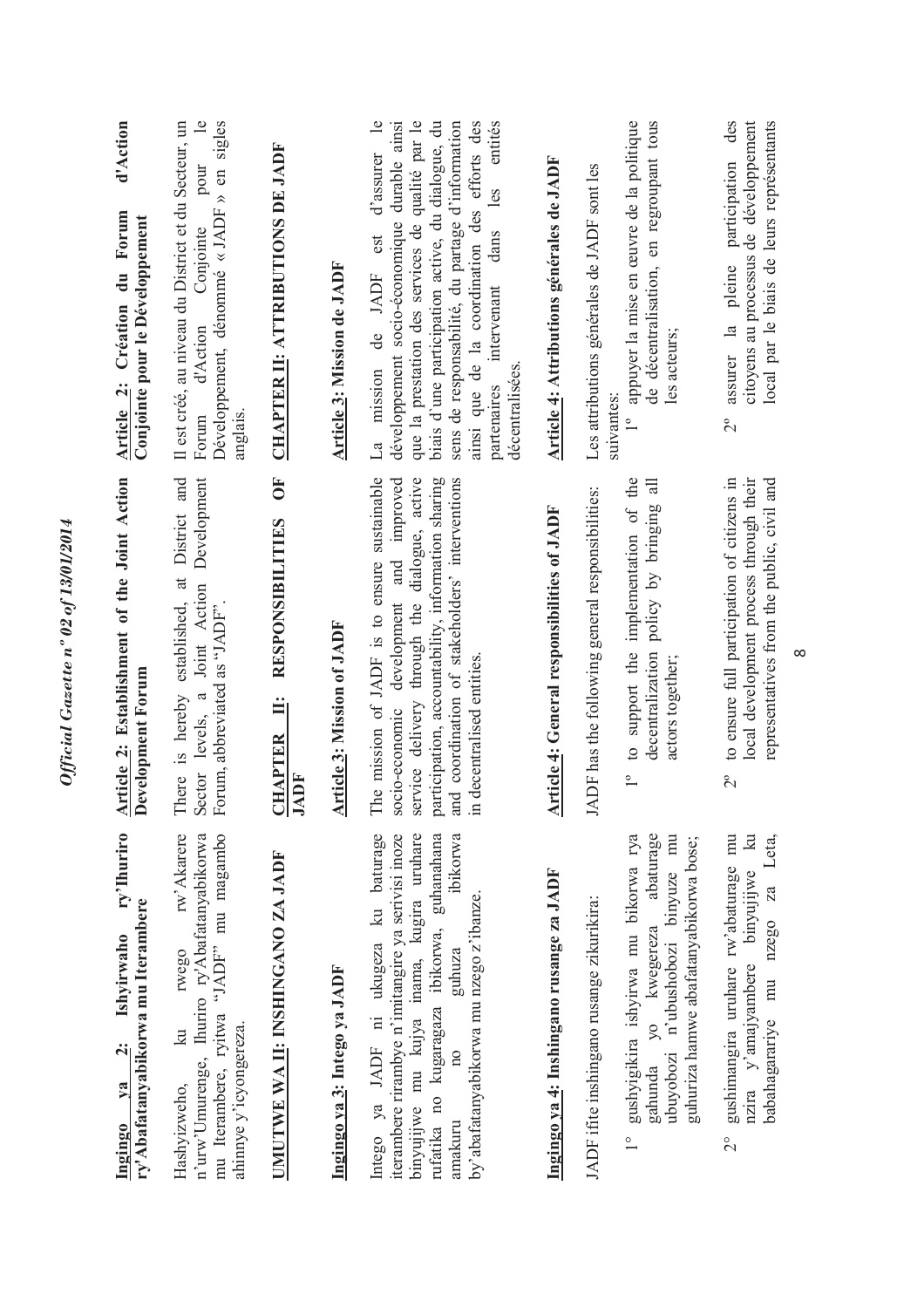**Ingingo ya 2: Ishyirwaho ry'Ihuriro ry'Abafatanyabikorwa mu Iterambere**

Hashyizweho, ku rwego rw'Akarere n'urw'Umurenge, Ihuriro ry'Abafatanyabikorwa mu Iterambere, ryitwa "JADF" mu magambo ahinnye y'icyongereza.

**UMUTWE WA II: INSHINGANO ZA JADF**

**Ingingo ya 3: Intego ya JADF**

Intego ya JADF ni ukugeza ku baturage iterambere rirambye n'imitangire ya serivisi inoze binyujijwe mu kujya inama, kugira uruhare rufatika no kugaragaza ibikorwa, guhanahana amakuru no guhuza ibikorwa by'abafatanyabikorwa mu nzego z'ibanze.

**Ingingo ya 4: Inshingano rusange za JADF**

JADF ifite inshingano rusange zikurikira:

1° gushyigikira ishyirwa mu bikorwa rya gahunda yo kwegereza abaturage ubuyobozi n'ubushobozi binyuze mu guhuriza hamwe abafatanyabikorwa bose;

2° gushimangira uruhare rw'abaturage mu nzira y'amajyambere binyujijwe ku babahagarariye mu nzego za Leta,

**Article 2: Establishment of the Joint Action Development Forum**

There is hereby established, at District and Sector levels, a Joint Action Development Forum, abbreviated as "JADF".

**CHAPTER II: RESPONSIBILITIES OF JADF**

**Article 3: Mission of JADF**

The mission of JADF is to ensure sustainable socio-economic development and improved service delivery through the dialogue, active participation, accountability, information sharing and coordination of stakeholders' interventions in decentralised entities.

**Article 4: General responsibilities of JADF**

JADF has the following general responsibilities:

1° to support the implementation of the decentralization policy by bringing all actors together;

2° to ensure full participation of citizens in local development process through their representatives from the public, civil and

**Article 2: Création du Forum d'Action Conjointe pour le Développement**

Il est créé, au niveau du District et du Secteur, un Forum d'Action Conjointe pour le Développement, dénommé « JADF » en sigles anglais.

**CHAPTER II: ATTRIBUTIONS DE JADF**

**Article 3: Mission de JADF**

La mission de JADF est d'assurer le développement socio-économique durable ainsi que la prestation des services de qualité par le biais d'une participation active, du dialogue, du sens de responsabilité, du partage d'information ainsi que de la coordination des efforts des partenaires intervenant dans les entités décentralisées.

**Article 4: Attributions générales de JADF**

Les attributions générales de JADF sont les suivantes:

1° appuyer la mise en œuvre de la politique de décentralisation, en regroupant tous les acteurs;

2° assurer la pleine participation des citoyens au processus de développement local par le biais de leurs représentants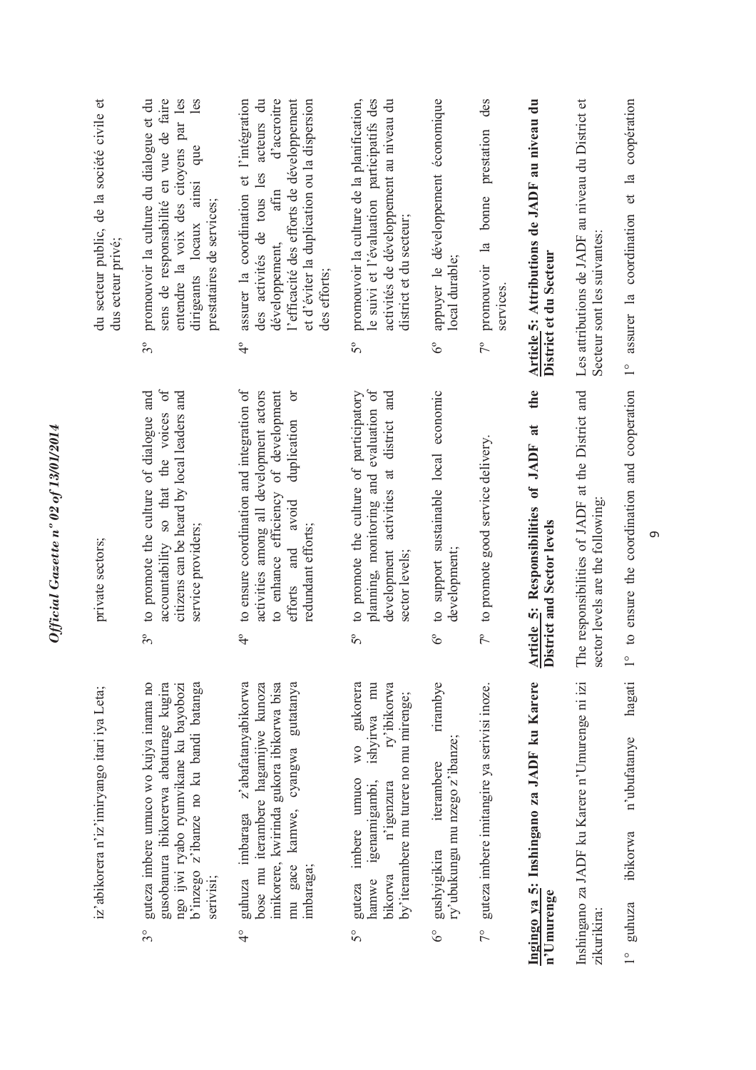iz'abikorera n'iz'imiryango itari iya Leta;

3° guteza imbere umuco wo kujya inama no gusobanura ibikorerwa abaturage kugira ngo ijwi ryabo ryumvikane ku bayobozi b'inzego z'ibanze no ku bandi batanga serivisi;

4° guhuza imbaraga z'abafatanyabikorwa bose mu iterambere hagamijwe kunoza imikorere, kwirinda gukora ibikorwa bisa mu gace kamwe, cyangwa gutatanya imbaraga;

5° guteza imbere umuco wo gukorera hamwe igenamigambi, ishyirwa mu bikorwa n'igenzura ry'ibikorwa by'iterambere mu turere no mu mirenge;

6° gushyigikira iterambere rirambye ry'ubukungu mu nzego z'ibanze;

7° guteza imbere imitangire ya serivisi inoze.

**Ingingo ya 5: Inshingano za JADF ku Karere n'Umurenge**

Inshingano za JADF ku Karere n'Umurenge ni izi zikurikira:

1° guhuza ibikorwa n'ubufatanye hagati

private sectors;

3° to promote the culture of dialogue and accountability so that the voices of citizens can be heard by local leaders and service providers;

4° to ensure coordination and integration of activities among all development actors to enhance efficiency of development efforts and avoid duplication or redundant efforts;

5° to promote the culture of participatory planning, monitoring and evaluation of development activities at district and sector levels;

6° to support sustainable local economic development;

7° to promote good service delivery.

**Article 5: Responsibilities of JADF at the District and Sector levels**

The responsibilities of JADF at the District and sector levels are the following:

1° to ensure the coordination and cooperation

du secteur public, de la société civile et dus ecteur privé;

3° promouvoir la culture du dialogue et du sens de responsabilité en vue de faire entendre la voix des citoyens par les dirigeants locaux ainsi que les prestataires de services;

4° assurer la coordination et l'intégration des activités de tous les acteurs du développement, afin d'accroître l'efficacité des efforts de développement et d'éviter la duplication ou la dispersion des efforts;

5° promouvoir la culture de la planification, le suivi et l'évaluation participatifs des activités de développement au niveau du district et du secteur;

6° appuyer le développement économique local durable;

7° promouvoir la bonne prestation des services.

**Article 5: Attributions de JADF au niveau du District et du Secteur**

Les attributions de JADF au niveau du District et Secteur sont les suivantes:

1° assurer la coordination et la coopération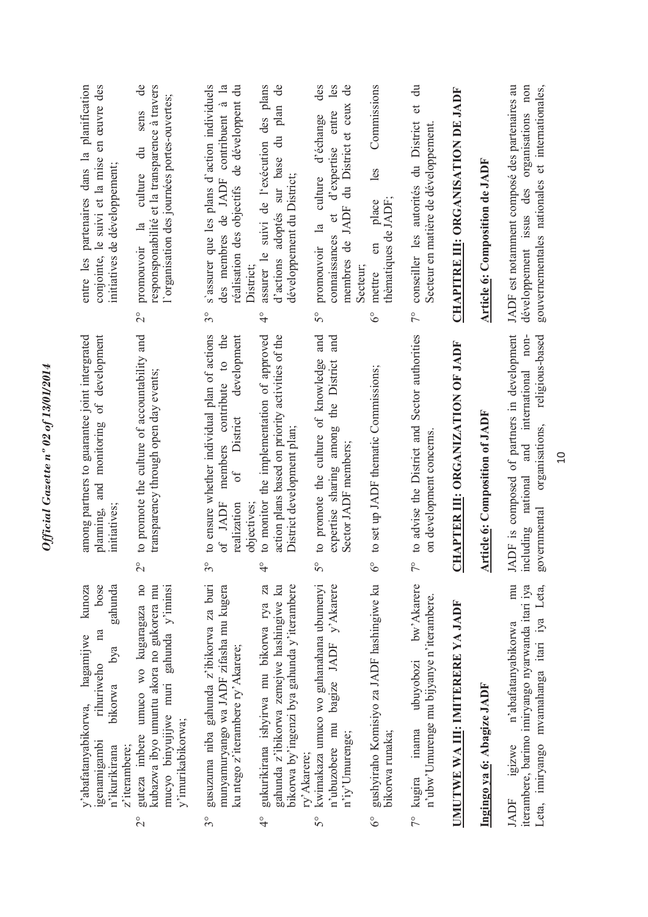y'abafatanyabikorwa, hagamijwe kunoza igenamigambi rihuriweho na bose n'ikurikirana bikorwa bya gahunda z'iterambere;

2° guteza imbere umuco wo kugaragaza no kubazwa ibyo umuntu akora no gukorera mu mucyo binyujijwe muri gahunda y'iminsi y'imurikabikorwa;

3° gusuzuma niba gahunda z'ibikorwa za buri munyamuryango wa JADF zifasha mu kugera ku ntego z'iterambere ry'Akarere;

4° gukurikirana ishyirwa mu bikorwa rya za gahunda z'ibikorwa zemejwe hashingiwe ku bikorwa by'ingenzi bya gahunda y'iterambere ry'Akarere;

5° kwimakaza umuco wo guhanahana ubumenyi n'ubuzobere mu bagize JADF y'Akarere n'iy'Umurenge;

6° gushyiraho Komisiyo za JADF hashingiwe ku bikorwa runaka;

7° kugira inama ubuyobozi bw'Akarere n'ubw'Umurenge mu bijyanye n'iterambere.

**UMUTWE WA III: IMITERERE YA JADF**

**Ingingo ya 6: Abagize JADF**

JADF igizwe n'abafatanyabikorwa mu iterambere, barimo imiryango nyarwanda itari iya Leta, imiryango mvamahanga itari iya Leta,

among partners to guarantee joint intergrated planning, and monitoring of development initiatives;

2° to promote the culture of accountability and transparency through open day events;

3° to ensure whether individual plan of actions of JADF members contribute to the realization of District development objectives;

4° to monitor the implementation of approved action plans based on priority activities of the District development plan;

5° to promote the culture of knowledge and expertise sharing among the District and Sector JADF members;

6° to set up JADF thematic Commissions;

7° to advise the District and Sector authorities on development concerns.

**CHAPTER III: ORGANIZATION OF JADF**

**Article 6: Composition of JADF**

JADF is composed of partners in development including national and international non-governmental organisations, religious-based

entre les partenaires dans la planification conjointe, le suivi et la mise en œuvre des initiatives de développement;

2° promouvoir la culture du sens de responsabilité et la transparence à travers l'organisation des journées portes-ouvertes;

3° s'assurer que les plans d'action individuels des membres de JADF contribuent à la réalisation des objectifs de développement du District;

4° assurer le suivi de l'exécution des plans d'actions adoptés sur base du plan de développement du District;

5° promouvoir la culture d'échange des connaissances et d'expertise entre les membres de JADF du District et ceux de Secteur;

6° mettre en place les Commissions thèmatiques de JADF;

7° conseiller les autorités du District et du Secteur en matière de développement.

**CHAPITRE III: ORGANISATION DE JADF**

**Article 6: Composition de JADF**

JADF est notamment composé des partenaires au développement issus des organisations non gouvernementales nationales et internationales,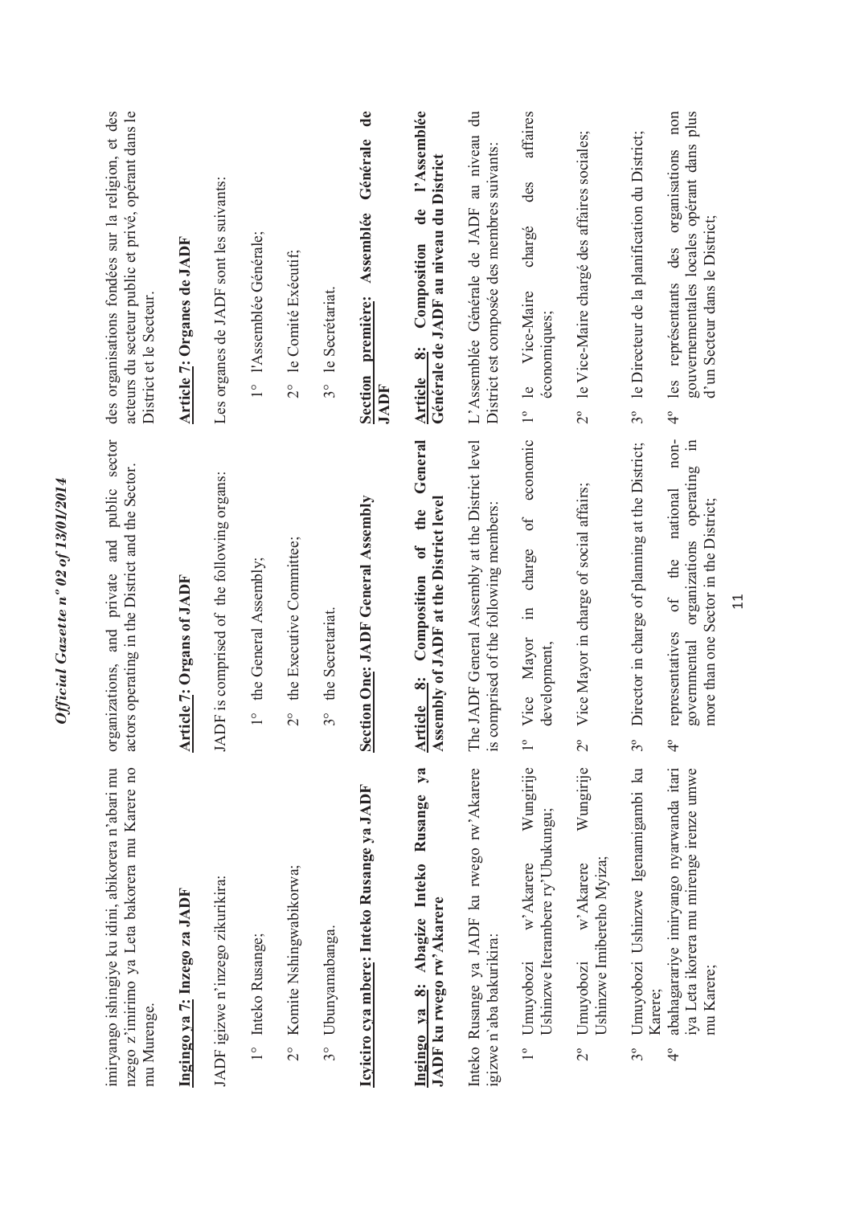imiryango ishingiye ku idini, abikorera n'abari mu nzego z'imirimo ya Leta bakorera mu Karere no mu Murenge.

**Ingingo ya 7: Inzego za JADF**

JADF igizwe n'inzego zikurikira:

1° Inteko Rusange;

2° Komite Nshingwabikorwa;

3° Ubunyamabanga.

**Icyiciro cya mbere: Inteko Rusange ya JADF**

**Ingingo ya 8: Abagize Inteko Rusange ya JADF ku rwego rw'Akarere**

Inteko Rusange ya JADF ku rwego rw'Akarere igizwe n'aba bakurikira:

1° Umuyobozi w'Akarere Wungirije Ushinzwe Iterambere ry'Ubukungu;

2° Umuyobozi w'Akarere Wungirije Ushinzwe Imibereho Myiza;

3° Umuyobozi Ushinzwe Igenamigambi ku Karere;

4° abahagarariye imiryango nyarwanda itari iya Leta ikorera mu mirenge irenze umwe mu Karere;

organizations, and private and public sector actors operating in the District and the Sector.

**Article 7: Organs of JADF**

JADF is comprised of the following organs:

1° the General Assembly;

2° the Executive Committee;

3° the Secretariat.

**Section One: JADF General Assembly**

**Article 8: Composition of the General Assembly of JADF at the District level**

The JADF General Assembly at the District level is comprised of the following members:

1° Vice Mayor in charge of economic development,

2° Vice Mayor in charge of social affairs;

3° Director in charge of planning at the District;

4° representatives of the national non-governmental organizations operating in more than one Sector in the District;

des organisations fondées sur la religion, et des acteurs du secteur public et privé, opérant dans le District et le Secteur.

**Article 7: Organes de JADF**

Les organes de JADF sont les suivants:

1° l'Assemblée Générale;

2° le Comité Exécutif;

3° le Secrétariat.

**Section première: Assemblée Générale de JADF**

**Article 8: Composition de l'Assemblée Générale de JADF au niveau du District**

L'Assemblée Générale de JADF au niveau du District est composée des membres suivants:

1° le Vice-Maire chargé des affaires économiques;

2° le Vice-Maire chargé des affaires sociales;

3° le Directeur de la planification du District;

4° les représentants des organisations non gouvernementales locales opérant dans plus d'un Secteur dans le District;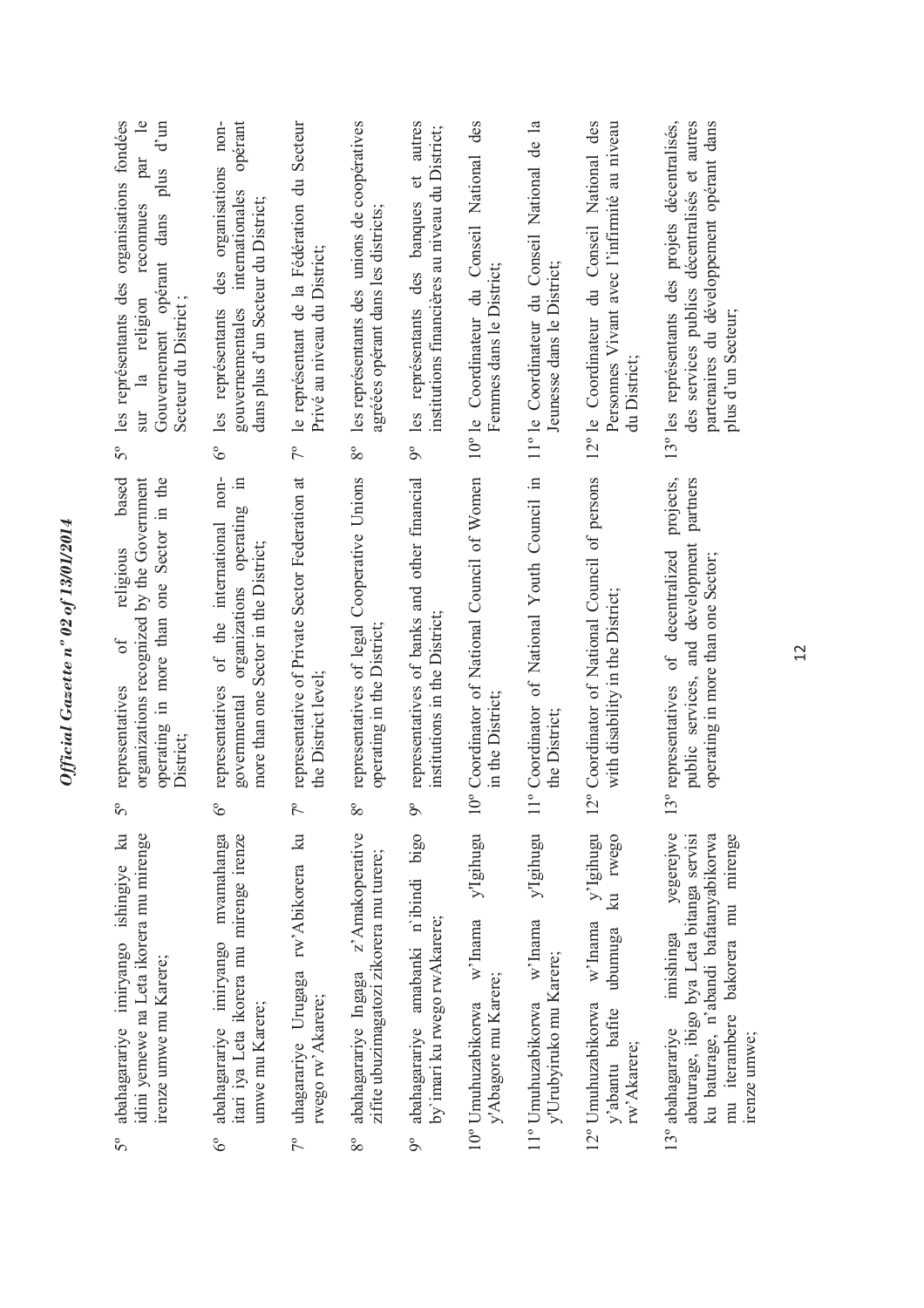5° abahagarariye imiryango ishingiye ku idini yemewe na Leta ikorera mu mirenge irenze umwe mu Karere;

6° abahagarariye imiryango mvamahanga itari iya Leta ikorera mu mirenge irenze umwe mu Karere;

7° uhagarariye Urugaga rw'Abikorera ku rwego rw'Akarere;

8° abahagarariye Ingaga z'Amakoperative zifite ubuzimagatozi zikorera mu turere;

9° abahagarariye amabanki n'ibindi bigo by'imari ku rwego rwAkarere;

10° Umuhuzabikorwa w'Inama y'Igihugu y'Abagore mu Karere;

11° Umuhuzabikorwa w'Inama y'Igihugu y'Urubyiruko mu Karere;

12° Umuhuzabikorwa w'Inama y'Igihugu y'abantu bafite ubumuga ku rwego rw'Akarere;

13° abahagarariye imishinga yegerejwe abaturage, ibigo bya Leta bitanga servisi ku baturage, n'abandi bafatanyabikorwa mu iterambere bakorera mu mirenge irenze umwe;

5° representatives of religious based organizations recognized by the Government operating in more than one Sector in the District;

6° representatives of the international non-governmental organizations operating in more than one Sector in the District;

7° representative of Private Sector Federation at the District level;

8° representatives of legal Cooperative Unions operating in the District;

9° representatives of banks and other financial institutions in the District;

10° Coordinator of National Council of Women in the District;

11° Coordinator of National Youth Council in the District;

12° Coordinator of National Council of persons with disability in the District;

13° representatives of decentralized projects, public services, and development partners operating in more than one Sector;

5° les représentants des organisations fondées sur la religion reconnues par le Gouvernement opérant dans plus d'un Secteur du District ;

6° les représentants des organisations non-gouvernementales internationales opérant dans plus d'un Secteur du District;

7° le représentant de la Fédération du Secteur Privé au niveau du District;

8° les représentants des unions de coopératives agréées opérant dans les districts;

9° les représentants des banques et autres institutions financières au niveau du District;

10° le Coordinateur du Conseil National des Femmes dans le District;

11° le Coordinateur du Conseil National de la Jeunesse dans le District;

12° le Coordinateur du Conseil National des Personnes Vivant avec l'infirmité au niveau du District;

13° les représentants des projets décentralisés, des services publics décentralisés et autres partenaires du développement opérant dans plus d'un Secteur;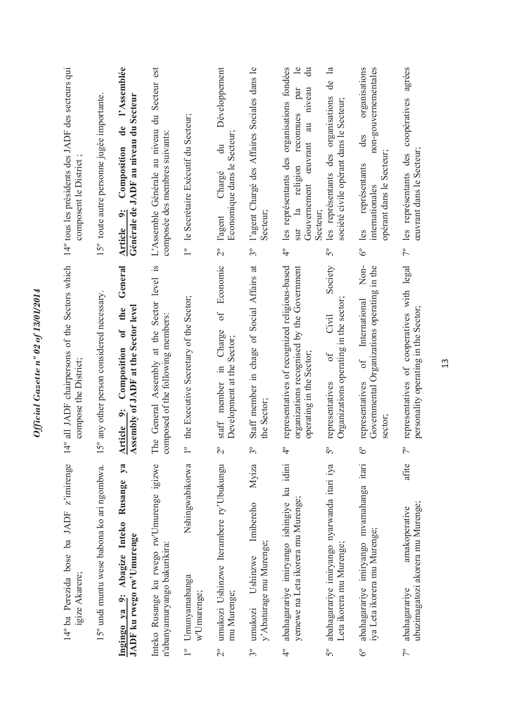14º ba Perezida bose ba JADF z'imirenge igize Akarere;

15º undi muntu wese babona ko ari ngombwa.

**Ingingo ya 9: Abagize Inteko Rusange ya JADF ku rwego rw'Umurenge**

Inteko Rusange ku rwego rw'Umurenge igizwe n'abanyamuryango bakurikira:

1º Umunyamabanga Nshingwabikorwa w'Umurenge;

2º umukozi Ushinzwe Iterambere ry'Ubukungu mu Murenge;

3º umukozi Ushinzwe Imibereho Myiza y'Abaturage mu Murenge;

4º abahagarariye imiryango ishingiye ku idini yemewe na Leta ikorera mu Murenge;

5º abahagarariye imiryango nyarwanda itari iya Leta ikorera mu Murenge;

6º abahagarariye imiryango mvamahanga itari iya Leta ikorera mu Murenge;

7º abahagarariye amakoperative afite ubuzimagatozi akorera mu Murenge;

14º all JADF chairpersons of the Sectors which compose the District;

15º any other person considered necessary.

**Article 9: Composition of the General Assembly of JADF at the Sector level**

The General Assembly at the Sector level is composed of the following members:

1º the Executive Secretary of the Sector;

2º staff member in Charge of Economic Development at the Sector;

3º Staff member in chage of Social Affairs at the Sector;

4º representatives of recognized religious-based organizations recognised by the Government operating in the Sector;

5º representatives of Civil Society Organizations operating in the sector;

6º representatives of International Non-Governmental Organizations operating in the sector;

7º representatives of cooperatives with legal personality operating in the Sector;

14º tous les présidents des JADF des secteurs qui composent le District ;

15º toute autre personne jugée importante.

**Article 9: Composition de l'Assemblée Générale de JADF au niveau du Secteur**

L'Assemble Générale au niveau du Secteur est composée des membres suivants:

1º le Secrétaire Exécutif du Secteur;

2º l'agent Chargé du Développement Economique dans le Secteur;

3º l'agent Chargé des Affaires Sociales dans le Secteur;

4º les représentants des organisations fondées sur la religion reconnues par le Gouvernement œuvrant au niveau du Secteur;

5º les représentants des organisations de la société civile opérant dans le Secteur;

6º les représentants des organisations internationales non-gouvernementales opérant dans le Secteur;

7º les représentants des coopératives agrées œuvrant dans le Secteur;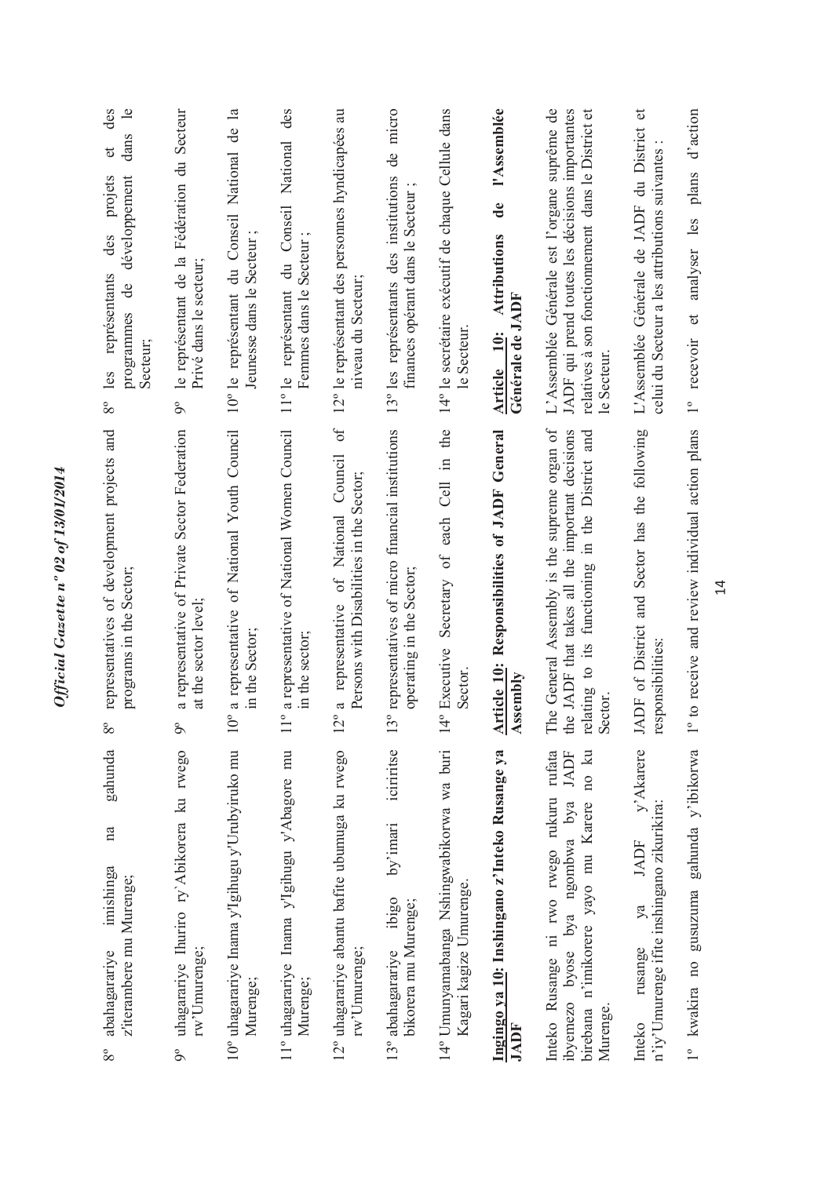8° abahagarariye imishinga na gahunda z'iterambere mu Murenge;

9° uhagarariye Ihuriro ry'Abikorera ku rwego rw'Umurenge;

10° uhagarariye Inama y'Igihugu y'Urubyiruko mu Murenge;

11° uhagarariye Inama y'Igihugu y'Abagore mu Murenge;

12° uhagarariye abantu bafite ubumuga ku rwego rw'Umurenge;

13° abahagarariye ibigo by'imari iciriritse bikorera mu Murenge;

14° Umunyamabanga Nshingwabikorwa wa buri Kagari kagize Umurenge.

**Ingingo ya 10: Inshingano z'Inteko Rusange ya JADF**

Inteko Rusange ni rwo rwego rukuru rufata ibyemezo byose bya ngombwa bya JADF birebana n'imikorere yayo mu Karere no ku Murenge.

Inteko rusange ya JADF y'Akarere n'iy'Umurenge ifite inshingano zikurikira:

1° kwakira no gusuzuma gahunda y'ibikorwa

8° representatives of development projects and programs in the Sector;

9° a representative of Private Sector Federation at the sector level;

10° a representative of National Youth Council in the Sector;

11° a representative of National Women Council in the sector;

12° a representative of National Council of Persons with Disabilities in the Sector;

13° representatives of micro financial institutions operating in the Sector;

14° Executive Secretary of each Cell in the Sector.

**Article 10: Responsibilities of JADF General Assembly**

The General Assembly is the supreme organ of the JADF that takes all the important decisions relating to its functioning in the District and Sector.

JADF of District and Sector has the following responsibilities:

1° to receive and review individual action plans

8° les représentants des projets et des programmes de développement dans le Secteur;

9° le représentant de la Fédération du Secteur Privé dans le secteur;

10° le représentant du Conseil National de la Jeunesse dans le Secteur ;

11° le représentant du Conseil National des Femmes dans le Secteur ;

12° le représentant des personnes hyndicapées au niveau du Secteur;

13° les représentants des institutions de micro finances opérant dans le Secteur ;

14° le secrétaire exécutif de chaque Cellule dans le Secteur.

**Article 10: Attributions de l'Assemblée Générale de JADF**

L'Assemblée Générale est l'organe suprême de JADF qui prend toutes les décisions importantes relatives à son fonctionnement dans le District et le Secteur.

L'Assemblée Générale de JADF du District et celui du Secteur a les attributions suivantes :

1° recevoir et analyser les plans d'action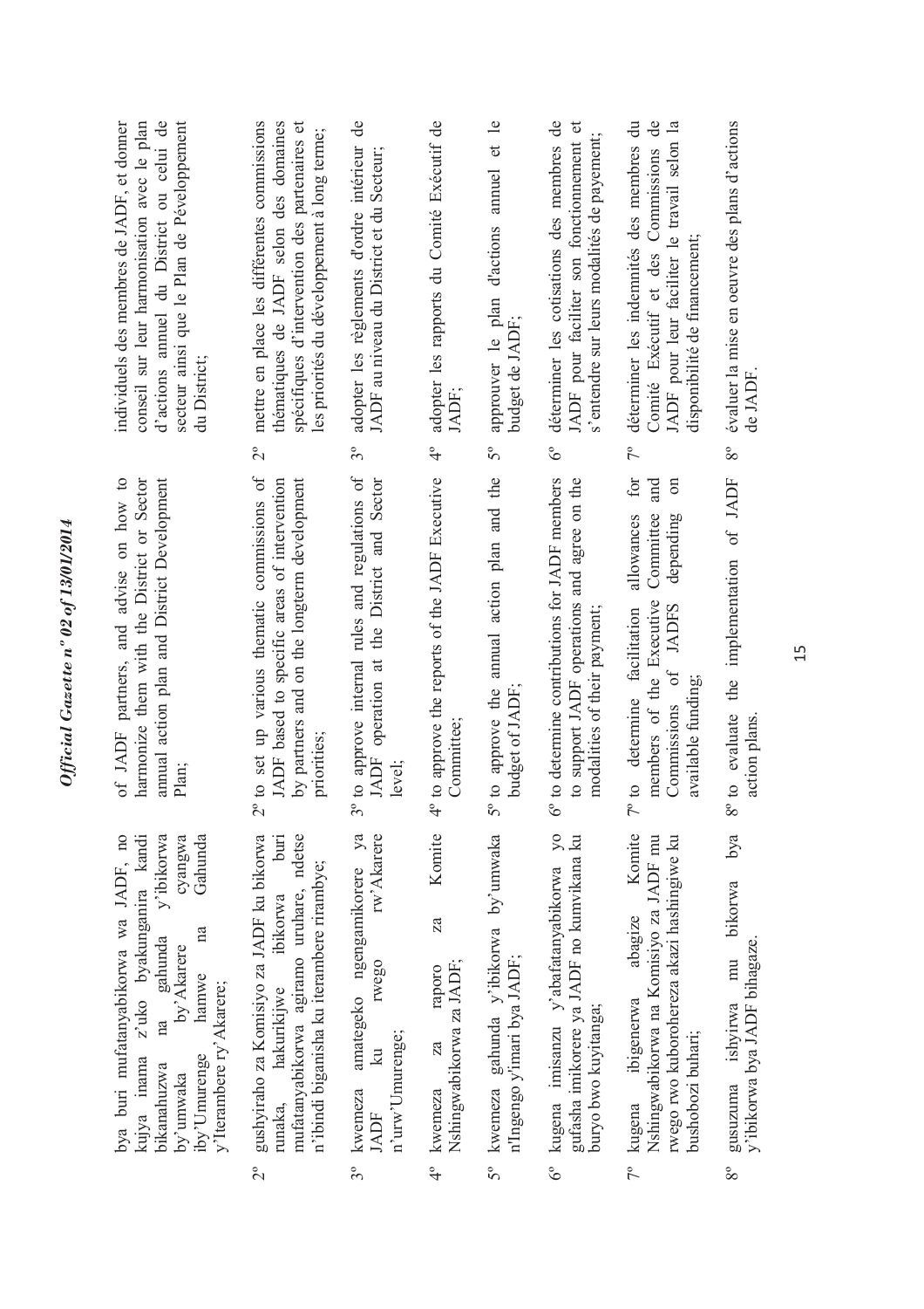bya buri mufatanyabikorwa wa JADF, no kujya inama z'uko byakunganira kandi bikanahuzwa na gahunda y'ibikorwa by'umwaka by'Akarere cyangwa iby'Umurenge hamwe na Gahunda y'Iterambere ry'Akarere;

2° gushyiraho za Komisiyo za JADF ku bikorwa runaka, hakurikijwe ibikorwa buri mufatanyabikorwa agiramo uruhare, ndetse n'ibindi biganisha ku iterambere rirambye;

3° kwemeza amategeko ngengamikorere ya JADF ku rwego rw'Akarere n'urw'Umurenge;

4° kwemeza za raporo za Komite Nshingwabikorwa za JADF;

5° kwemeza gahunda y'ibikorwa by'umwaka n'Ingengo y'imari bya JADF;

6° kugena imisanzu y'abafatanyabikorwa yo gufasha imikorere ya JADF no kumvikana ku buryo bwo kuyitanga;

7° kugena ibigenerwa abagize Komite Nshingwabikorwa na Komisiyo za JADF mu rwego rwo kuborohereza akazi hashingiwe ku bushobozi buhari;

8° gusuzuma ishyirwa mu bikorwa bya gahunda y'ibikorwa bya JADF bihagaze.

of JADF partners, and advise on how to harmonize them with the District or Sector annual action plan and District Development Plan;

2° to set up various thematic commissions of JADF based to specific areas of intervention by partners and on the longterm development priorities;

3° to approve internal rules and regulations of JADF operation at the District and Sector level;

4° to approve the reports of the JADF Executive Committee;

5° to approve the annual action plan and the budget of JADF;

6° to determine contributions for JADF members to support JADF operations and agree on the modalities of their payment;

7° to determine facilitation allowances for members of the Executive Committee and Commissions of JADFS depending on available funding;

8° to evaluate the implementation of JADF action plans.

individuels des membres de JADF, et donner conseil sur leur harmonisation avec le plan d'actions annuel du District ou celui de secteur ainsi que le Plan de Développement du District;

2° mettre en place les différentes commissions thématiques de JADF selon des domaines spécifiques d'intervention des partenaires et les priorités du développement à long terme;

3° adopter les règlements d'ordre intérieur de JADF au niveau du District et du Secteur;

4° adopter les rapports du Comité Exécutif de JADF;

5° approuver le plan d'actions annuel et le budget de JADF;

6° déterminer les cotisations des membres de JADF pour faciliter son fonctionnement et s'entendre sur leurs modalités de payement;

7° déterminer les indemnités des membres du Comité Exécutif et des Commissions de JADF pour leur faciliter le travail selon la disponibilité de financement;

8° évaluer la mise en oeuvre des plans d'actions de JADF.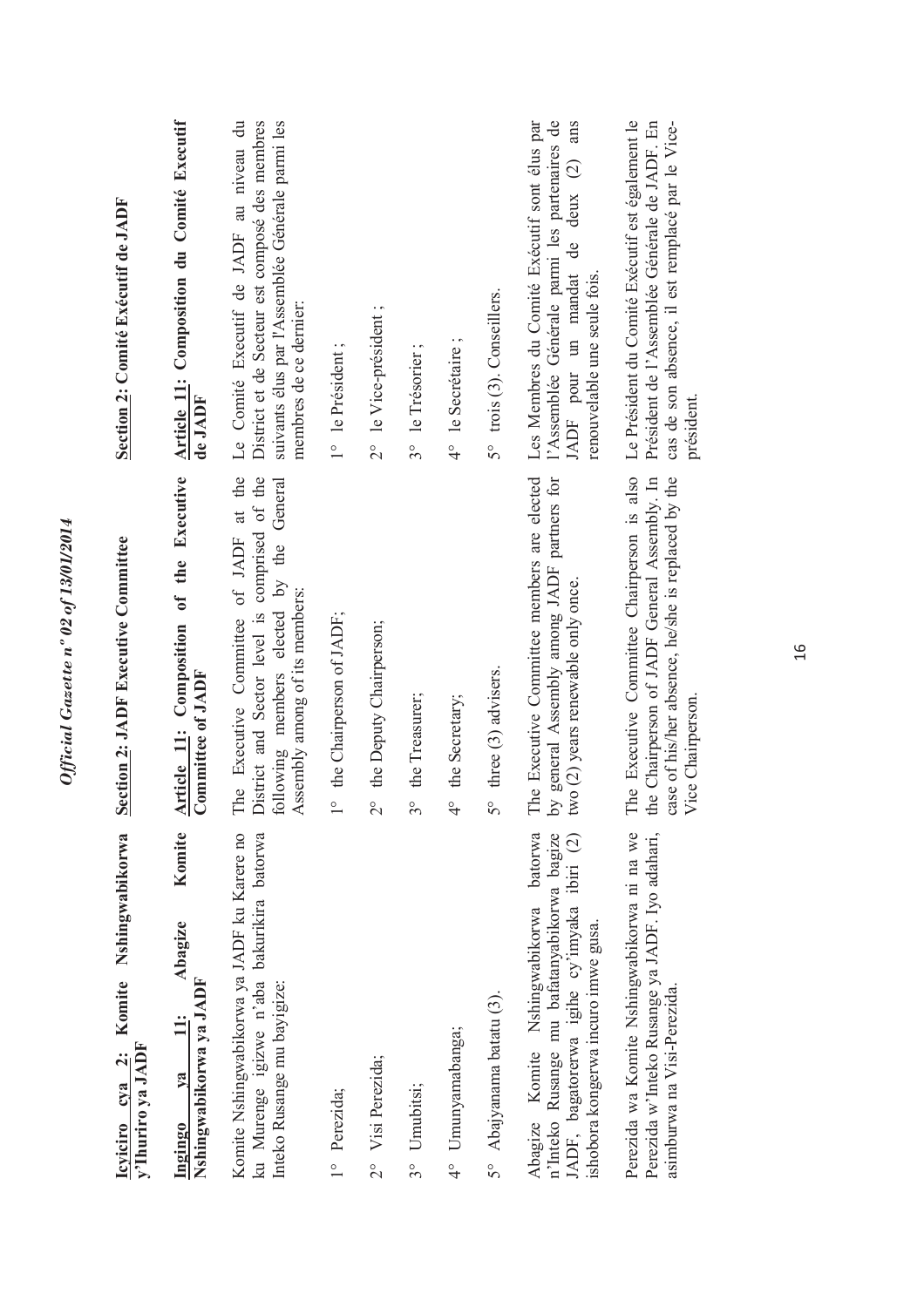**Icyiciro cya 2: Komite Nshingwabikorwa y'Ihuriro ya JADF**

**Ingingo ya 11: Abagize Komite Nshingwabikorwa ya JADF**

Komite Nshingwabikorwa ya JADF ku Karere no ku Murenge igizwe n'aba bakurikira batorwa Inteko Rusange mu bayigize:

1° Perezida;

2° Visi Perezida;

3° Umubitsi;

4° Umunyamabanga;

5° Abajyanama batatu (3).

Abagize Komite Nshingwabikorwa batorwa n'Inteko Rusange mu bafatanyabikorwa bagize JADF, bagatorerwa igihe cy'imyaka ibiri (2) ishobora kongerwa incuro imwe gusa.

Perezida wa Komite Nshingwabikorwa ni na we Perezida w'Inteko Rusange ya JADF. Iyo adahari, asimburwa na Visi-Perezida.

**Section 2: JADF Executive Committee**

**Article 11: Composition of the Executive Committee of JADF**

The Executive Committee of JADF at the District and Sector level is comprised of the following members elected by the General Assembly among of its members:

1° the Chairperson of JADF;

2° the Deputy Chairperson;

3° the Treasurer;

4° the Secretary;

5° three (3) advisers.

The Executive Committee members are elected by general Assembly among JADF partners for two (2) years renewable only once.

The Executive Committee Chairperson is also the Chairperson of JADF General Assembly. In case of his/her absence, he/she is replaced by the Vice Chairperson.

**Section 2: Comité Exécutif de JADF**

**Article 11: Composition du Comité Exécutif de JADF**

Le Comité Exécutif de JADF au niveau du District et de Secteur est composé des membres suivants élus par l'Assemblée Générale parmi les membres de ce dernier:

1° le Président ;

2° le Vice-président ;

3° le Trésorier ;

4° le Secrétaire ;

5° trois (3). Conseillers.

Les Membres du Comité Exécutif sont élus par l'Assemblée Générale parmi les partenaires de JADF pour un mandat de deux (2) ans renouvelable une seule fois.

Le Président du Comité Exécutif est également le Président de l'Assemblée Générale de JADF. En cas de son absence, il est remplacé par le Vice-président.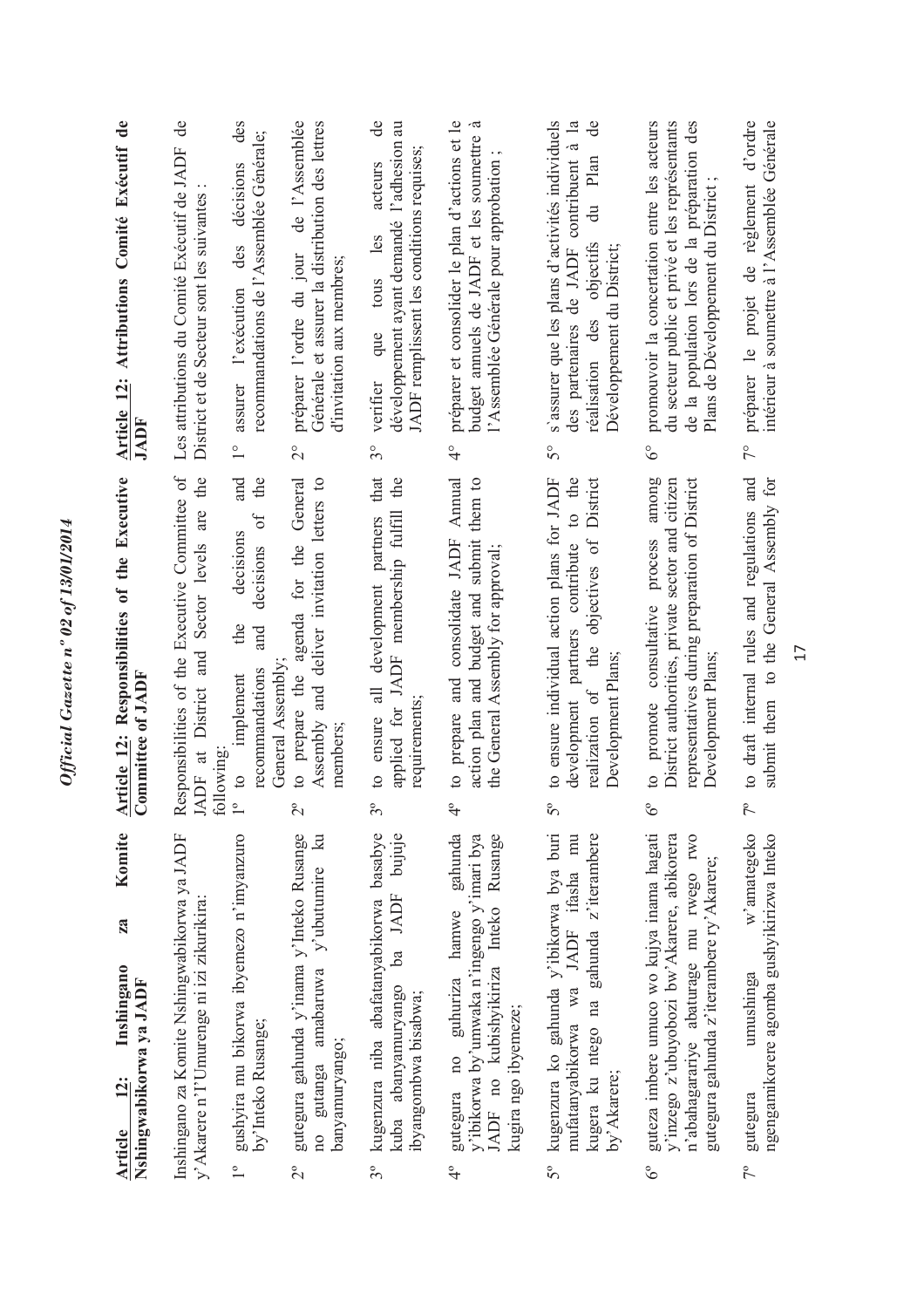**Article 12: Inshingano za Komite Nshingwabikorwa ya JADF**

Inshingano za Komite Nshingwabikorwa ya JADF y'Akarere n'l'Umurenge ni izi zikurikira:

1° gushyira mu bikorwa ibyemezo n'imyanzuro by'Inteko Rusange;

2° gutegura gahunda y'inama y'Inteko Rusange no gutanga amabaruwa y'ubutumire ku banyamuryango;

3° kugenzura niba abafatanyabikorwa basabye kuba abanyamuryango ba JADF bujuje ibyangombwa bisabwa;

4° gutegura no guhuriza hamwe gahunda y'ibikorwa by'umwaka n'ingengo y'imari bya JADF no kubishyikiriza Inteko Rusange kugira ngo ibyemeze;

5° kugenzura ko gahunda y'ibikorwa bya buri mufatanyabikorwa wa JADF ifasha mu kugera ku ntego na gahunda z'iterambere by'Akarere;

6° guteza imbere umuco wo kujya inama hagati y'inzego z'ubuyobozi bw'Akarere, abikorera n'abahagarariye abaturage mu rwego rwo gutegura gahunda z'iterambere ry'Akarere;

7° gutegura umushinga w'amategeko ngengamikorere agomba gushyikirizwa Inteko

**Article 12: Responsibilities of the Executive Committee of JADF**

Responsibilities of the Executive Committee of JADF at District and Sector levels are the following:

1° to implement the decisions and recommendations and decisions of the General Assembly;

2° to prepare the agenda for the General Assembly and deliver invitation letters to members;

3° to ensure all development partners that applied for JADF membership fulfill the requirements;

4° to prepare and consolidate JADF Annual action plan and budget and submit them to the General Assembly for approval;

5° to ensure individual action plans for JADF development partners contribute to the realization of the objectives of District Development Plans;

6° to promote consultative process among District authorities, private sector and citizen representatives during preparation of District Development Plans;

7° to draft internal rules and regulations and submit them to the General Assembly for

**Article 12: Attributions Comité Exécutif de JADF**

Les attributions du Comité Exécutif de JADF de District et de Secteur sont les suivantes :

1° assurer l'exécution des décisions des recommandations de l'Assemblée Générale;

2° préparer l'ordre du jour de l'Assemblée Générale et assurer la distribution des lettres d'invitation aux membres;

3° vérifier que tous les acteurs de développement ayant demandé l'adhésion au JADF remplissent les conditions requises;

4° préparer et consolider le plan d'actions et le budget annuels de JADF et les soumettre à l'Assemblée Générale pour approbation ;

5° s'assurer que les plans d'activités individuels des partenaires de JADF contribuent à la réalisation des objectifs du Plan de Développement du District;

6° promouvoir la concertation entre les acteurs du secteur public et privé et les représentants de la population lors de la préparation des Plans de Développement du District ;

7° préparer le projet de règlement d'ordre intérieur à soumettre à l'Assemblée Générale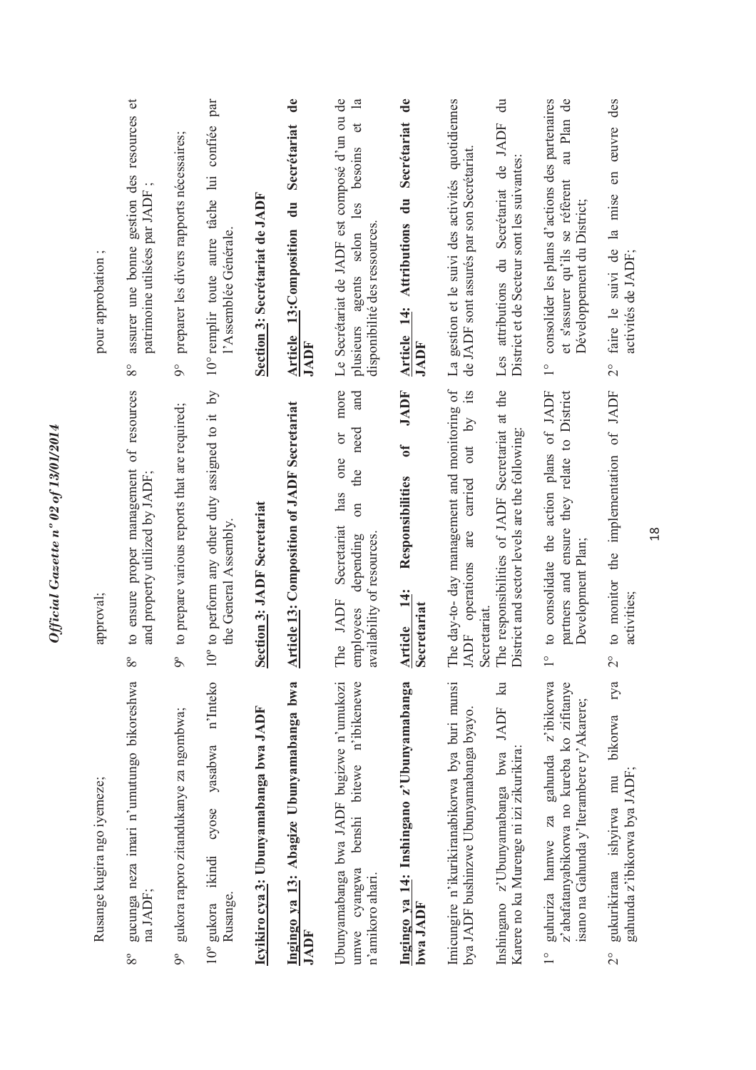Rusange kugira ngo iyemeze;

8° gucunga neza imari n'umutungo bikoreshwa na JADF;

9° gukora raporo zitandukanye za ngombwa;

10° gukora ikindi cyose yasabwa n'Inteko Rusange.

**Icyiciro cya 3: Ubunyamabanga bwa JADF**

**Ingingo ya 13: Abagize Ubunyamabanga bwa JADF**

Ubunyamabanga bwa JADF bugizwe n'umukozi umwe cyangwa benshi bitewe n'ibikenewe n'amikoro ahari.

**Ingingo ya 14: Inshingano z'Ubunyamabanga bwa JADF**

Imicungire n'ikurikiranabikorwa bya buri munsi bya JADF bushinzwe Ubunyamabanga byayo.

Inshingano z'Ubunyamabanga bwa JADF ku Karere no ku Murenge ni izi zikurikira:

1° guhuriza hamwe za gahunda z'ibikorwa z'abafatanyabikorwa no kureba ko zifitanye isano na Gahunda y'Iterambere ry'Akarere;

2° gukurikirana ishyirwa mu bikorwa rya gahunda z'ibikorwa bya JADF;

approval;

8° to ensure proper management of resources and property utilized by JADF;

9° to prepare various reports that are required;

10° to perform any other duty assigned to it by the General Assembly.

**Section 3: JADF Secretariat**

**Article 13: Composition of JADF Secretariat**

The JADF Secretariat has one or more employees depending on the need and availability of resources.

**Article 14: Responsibilities of JADF Secretariat**

The day-to- day management and monitoring of JADF operations are carried out by its Secretariat.

The responsibilities of JADF Secretariat at the District and sector levels are the following:

1° to consolidate the action plans of JADF partners and ensure they relate to District Development Plan;

2° to monitor the implementation of JADF activities;

pour approbation ;

8° assurer une bonne gestion des resources et patrimoine utilsées par JADF ;

9° preparer les divers rapports nécessaires;

10° remplir toute autre tâche lui confiée par l'Assemblée Générale.

**Section 3: Secrétariat de JADF**

**Article 13:Composition du Secrétariat de JADF**

Le Secrétariat de JADF est composé d'un ou de plusieurs agents selon les besoins et la disponibilité des ressources.

**Article 14: Attributions du Secrétariat de JADF**

La gestion et le suivi des activités quotidiennes de JADF sont assurés par son Secrétariat.

Les attributions du Secrétariat de JADF du District et de Secteur sont les suivantes:

1° consolider les plans d'actions des partenaires et s'assurer qu'ils se réfèrent au Plan de Développement du District;

2° faire le suivi de la mise en œuvre des activités de JADF;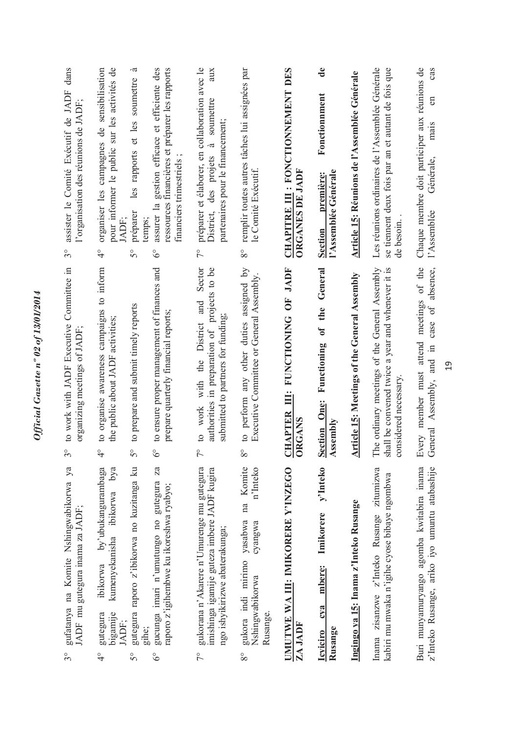3° gufatanya na Komite Nshingwabikorwa ya JADF mu gutegura inama za JADF;

4° gutegura ibikorwa by'ubukangurambaga bigamije kumenyekanisha ibikorwa bya JADF;

5° gutegura raporo z'ibikorwa no kuzitanga ku gihe;

6° gucunga imari n'umutungo no gutegura za raporo z'igihembwe ku ikoreshwa ryabyo;

7° gukorana n'Akarere n'Umurenge mu gutegura imishinga igamije guteza imbere JADF kugira ngo ishyikirizwe abaterakunga;

8° gukora indi mirimo yasabwa na Komite Nshingwabikorwa cyangwa n'Inteko Rusange.

**UMUTWE WA III: IMIKORERE Y'INZEGO ZA JADF**

**Icyiciro cya mbere: Imikorere y'Inteko Rusange**

**Ingingo ya 15: Inama z'Inteko Rusange**

Inama zisanzwe z'Inteko Rusange zitumizwa kabiri mu mwaka n'igihe cyose bibaye ngombwa

Buri munyamuryango agomba kwitabira inama z'Inteko Rusange, ariko iyo umuntu atabashije

3° to work with JADF Executive Committee in organizing meetings of JADF;

4° to organise awareness campaigns to inform the public about JADF activities;

5° to prepare and submit timely reports

6° to ensure proper management of finances and prepare quarterly financial reports;

7° to work with the District and Sector authorities in preparation of projects to be submitted to partners for funding;

8° to perform any other duties assigned by Executive Committee or General Assembly.

**CHAPTER III: FUNCTIONING OF JADF ORGANS**

**Section One: Functioning of the General Assembly**

**Article 15: Meetings of the General Assembly**

The ordinary meetings of the General Assembly shall be convened twice a year and whenever it is considered necessary.

Every member must attend meetings of the General Assembly, and in case of absence,

3° assister le Comité Exécutif de JADF dans l'organisation des réunions de JADF;

4° organiser les campagnes de sensibilisation pour informer le public sur les activités de JADF;

5° préparer les rapports et les soumettre à temps;

6° assurer la gestion efficace et efficiente des ressources financières et préparer les rapports financiers trimestriels ;

7° préparer et élaborer, en collaboration avec le District, des projets à soumettre aux partenaires pour le financement;

8° remplir toutes autres tâches lui assignées par le Comité Exécutif.

**CHAPITRE III : FONCTIONNEMENT DES ORGANES DE JADF**

**Section première: Fonctionnment de l'Assemblée Générale**

**Article 15: Réunions de l'Assemblée Générale**

Les réunions ordinaires de l'Assemblée Générale se tiennent deux fois par an et autant de fois que de besoin. .

Chaque membre doit participer aux réunions de l'Assemblée Générale, mais en cas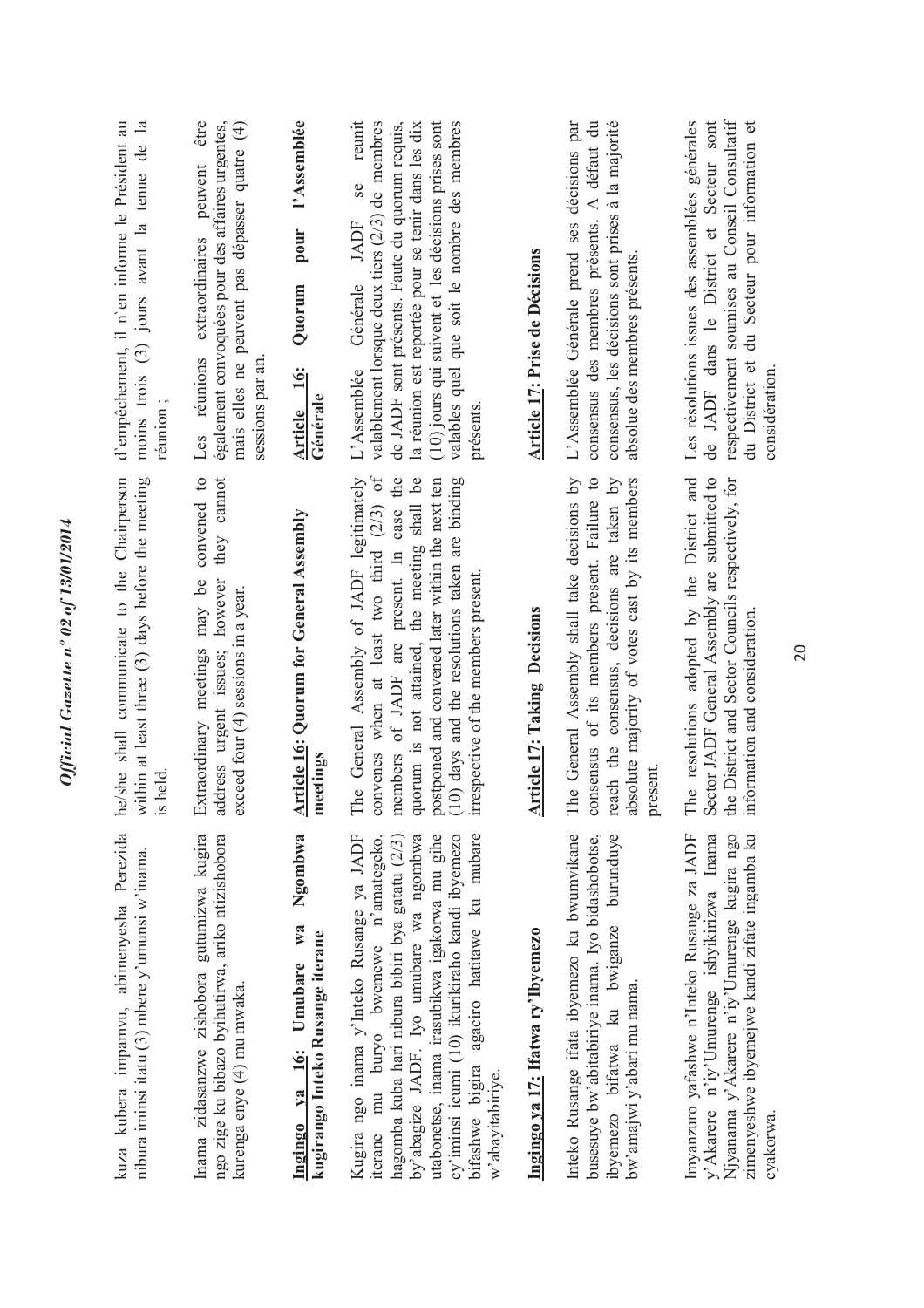kuza kubera impamvu, abimenyesha Perezida nibura iminsi itatu (3) mbere y'umunsi w'inama.

Inama zidasanzwe zishobora gutumizwa kugira ngo zige ku bibazo byihutirwa, ariko ntizishobora kurenga enye (4) mu mwaka.

**Ingingo ya 16: Umubare wa Ngombwa kugirango Inteko Rusange iterane**

Kugira ngo inama y'Inteko Rusange ya JADF iterane mu buryo bwemewe n'amategeko, hagomba kuba hari nibura bibiri bya gatatu (2/3) by'abagize JADF. Iyo umubare wa ngombwa utabonetse, inama irasubikwa igakorwa mu gihe cy'iminsi icumi (10) ikurikiraho kandi ibyemezo bifashwe bigira agaciro hatitawe ku mubare w'abayitabiriye.

**Ingingo ya 17: Ifatwa ry'Ibyemezo**

Inteko Rusange ifata ibyemezo ku bwumvikane busesuye bw'abitabiriye inama. Iyo bidashobotse, ibyemezo bifatwa ku bwiganze burunduye bw'amajwi y'abari mu nama.

Imyanzuro yafashwe n'Inteko Rusange za JADF y'Akarere n'iy'Umurenge ishyikirizwa Inama Njyanama y'Akarere n'iy'Umurenge kugira ngo zimenyeshwe ibyemejwe kandi zifate ingamba ku cyakorwa.

he/she shall communicate to the Chairperson within at least three (3) days before the meeting is held.

Extraordinary meetings may be convened to address urgent issues; however they cannot exceed four (4) sessions in a year.

**Article 16: Quorum for General Assembly meetings**

The General Assembly of JADF legitimately convenes when at least two third (2/3) of members of JADF are present. In case the quorum is not attained, the meeting shall be postponed and convened later within the next ten (10) days and the resolutions taken are binding irrespective of the members present.

**Article 17: Taking Decisions**

The General Assembly shall take decisions by consensus of its members present. Failure to reach the consensus, decisions are taken by absolute majority of votes cast by its members present.

The resolutions adopted by the District and Sector JADF General Assembly are submitted to the District and Sector Councils respectively, for information and consideration.

d'empêchement, il n'en informe le Président au moins trois (3) jours avant la tenue de la réunion ;

Les réunions extraordinaires peuvent être également convoquées pour des affaires urgentes, mais elles ne peuvent pas dépasser quatre (4) sessions par an.

**Article 16: Quorum pour l'Assemblée Générale**

L'Assemblée Générale JADF se reunit valablement lorsque deux tiers (2/3) de membres de JADF sont présents. Faute du quorum requis, la réunion est reportée pour se tenir dans les dix (10) jours qui suivent et les décisions prises sont valables quel que soit le nombre des membres présents.

**Article 17: Prise de Décisions**

L'Assemblée Générale prend ses décisions par consensus des membres présents. A défaut du consensus, les décisions sont prises à la majorité absolue des membres présents.

Les résolutions issues des assemblées générales de JADF dans le District et Secteur sont respectivement soumises au Conseil Consultatif du District et du Secteur pour information et considération.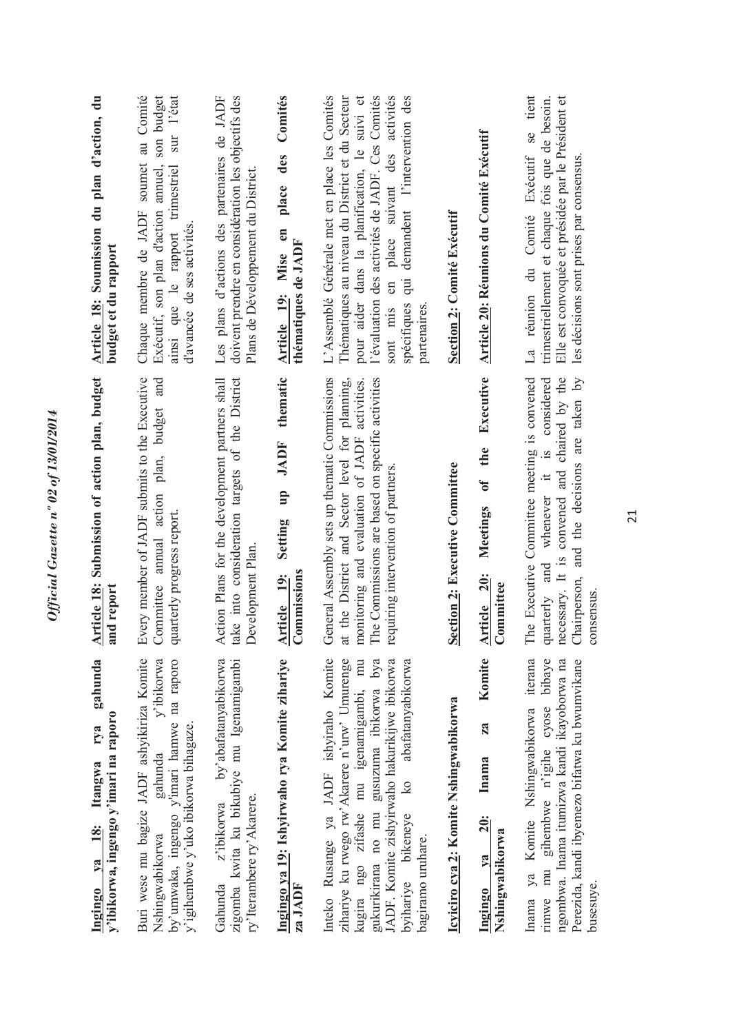**Ingingo ya 18: Itangwa rya gahunda y'ibikorwa, ingengo y'imari na raporo**

Buri wese mu bagize JADF ashyikiriza Komite Nshingwabikorwa gahunda y'ibikorwa by'umwaka, ingengo y'imari hamwe na raporo y'igihembwe y'uko ibikorwa bihagaze.

Gahunda z'ibikorwa by'abafatanyabikorwa zigomba kwita ku bikubiye mu Igenamigambi ry'Iterambere ry'Akarere.

**Ingingo ya 19: Ishyirwaho rya Komite zihariye za JADF**

Inteko Rusange ya JADF ishyiraho Komite zihariye ku rwego rw'Akarere n'urw' Umurenge kugira ngo zifashe mu igenamigambi, mu gukurikirana no mu gusuzuma ibikorwa bya JADF. Komite zishyirwaho hakurikijwe ibikorwa byihariye bikeneye ko abafatanyabikorwa bagiramo uruhare.

**Icyiciro cya 2: Komite Nshingwabikorwa**

**Ingingo ya 20: Inama za Komite Nshingwabikorwa**

Inama ya Komite Nshingwabikorwa iterana rimwe mu gihembwe n'igihe cyose bibaye ngombwa. Inama itumizwa kandi ikayoborwa na Perezida, kandi ibyemezo bifatwa ku bwumvikane busesuye.

**Article 18: Submission of action plan, budget and report**

Every member of JADF submits to the Executive Committee annual action plan, budget and quarterly progress report.

Action Plans for the development partners shall take into consideration targets of the District Development Plan.

**Article 19: Setting up JADF thematic Commissions**

General Assembly sets up thematic Commissions at the District and Sector level for planning, monitoring and evaluation of JADF activities. The Commissions are based on specific activities requiring intervention of partners.

**Section 2: Executive Committee**

**Article 20: Meetings of the Executive Committee**

The Executive Committee meeting is convened quarterly and whenever it is considered necessary. It is convened and chaired by the Chairperson, and the decisions are taken by consensus.

**Article 18: Soumission du plan d'action, du budget et du rapport**

Chaque membre de JADF soumet au Comité Exécutif, son plan d'action annuel, son budget ainsi que le rapport trimestriel sur l'état d'avancée de ses activités.

Les plans d'actions des partenaires de JADF doivent prendre en considération les objectifs des Plans de Développement du District.

**Article 19: Mise en place des Comités thématiques de JADF**

L'Assemblé Générale met en place les Comités Thématiques au niveau du District et du Secteur pour aider dans la planification, le suivi et l'évaluation des activités de JADF. Ces Comités sont mis en place suivant des activités spécifiques qui demandent l'intervention des partenaires.

**Section 2: Comité Exécutif**

**Article 20: Réunions du Comité Exécutif**

La réunion du Comité Exécutif se tient trimestriellement et chaque fois que de besoin. Elle est convoquée et présidée par le Président et les décisions sont prises par consensus.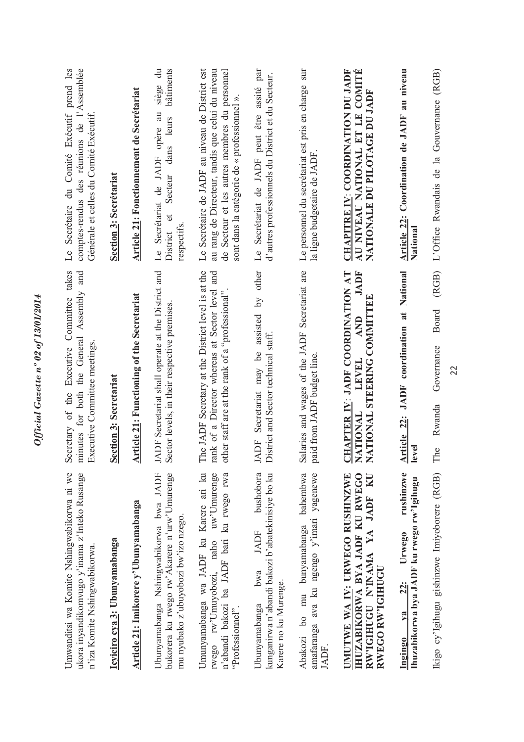Umwanditsi wa Komite Nshingwabikorwa ni we ukora inyandikomvugo y'inama z'Inteko Rusange n'iza Komite Nshingwabikorwa.

**Icyiciro cya 3: Ubunyamabanga**

**Article 21: Imikorere y'Ubunyamabanga**

Ubunyamabanga Nshingwabikorwa bwa JADF bukorera ku rwego rw'Akarere n'urw'Umurenge mu nyubako z'ubuyobozi bw'izo nzego.

Umunyamabanga wa JADF ku Karere ari ku rwego rw'Umuyobozi, naho uw'Umurenge n'abandi bakozi ba JADF bari ku rwego rwa "Professionnel".

Ubunyamabanga bwa JADF bushobora kunganirwa n'abandi bakozi b'abatekinisiye bo ku Karere no ku Murenge.

Abakozi bo mu bunyamabanga bahembwa amafaranga ava ku ngengo y'imari yagenewe JADF.

**UMUTWE WA IV: URWEGO RUSHINZWE IHUZABIKORWA BYA JADF KU RWEGO RW'IGIHUGU N'INAMA YA JADF KU RWEGO RW'IGIHUGU**

**Ingingo ya 22: Urwego rushinzwe Ihuzabikorwa bya JADF ku rwego rw'Igihugu**

Ikigo cy'Igihugu gishinzwe Imiyoborere (RGB)

Secretary of the Executive Committee takes minutes for both the General Assembly and Executive Committee meetings.

**Section 3: Secretariat**

**Article 21: Functioning of the Secretariat**

JADF Secretariat shall operate at the District and Sector levels, in their respective premises.

The JADF Secretary at the District level is at the rank of a Director whereas at Sector level and other staff are at the rank of a "professional".

JADF Secretariat may be assisted by other District and Sector technical staff.

Salaries and wages of the JADF Secretariat are paid from JADF budget line.

**CHAPTER IV: JADF COORDINATION AT NATIONAL LEVEL AND JADF NATIONAL STEERING COMMITTEE**

**Article 22: JADF coordination at National level**

The Rwanda Governance Board (RGB)

Le Secrétaire du Comité Exécutif prend les comptes-rendus des réunions de l'Assemblée Générale et celles du Comité Exécutif.

**Section 3: Secrétariat**

**Article 21: Fonctionnement de Secrétariat**

Le Secrétariat de JADF opère au siège du District et Secteur dans leurs bâtiments respectifs.

Le Secrétaire de JADF au niveau de District est au rang de Directeur, tandis que celui du niveau de Secteur et les autres membres du personnel sont dans la catégorie de « professionnel ».

Le Secrétariat de JADF peut être assité par d'autres professionnels du District et du Secteur.

Le personnel du secrétariat est pris en charge sur la ligne budgetaire de JADF.

**CHAPITRE IV: COORDINATION DU JADF AU NIVEAU NATIONAL ET LE COMITÉ NATIONALE DU PILOTAGE DU JADF**

**Article 22: Coordination de JADF au niveau National**

L'Office Rwandais de la Gouvernance (RGB)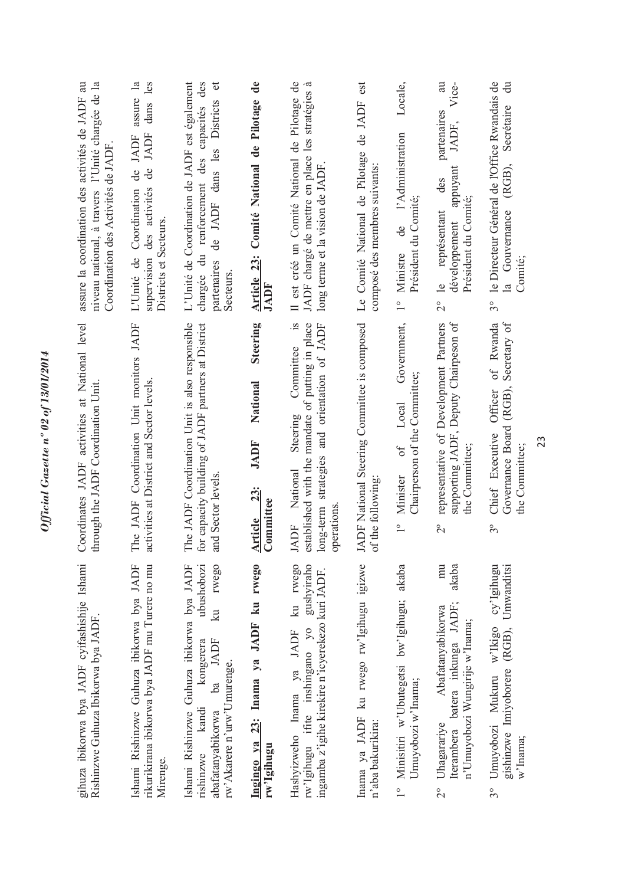gihuza ibikorwa bya JADF cyifashishije Ishami Rishinzwe Guhuza Ibikorwa bya JADF.

Ishami Rishinzwe Guhuza ibikorwa bya JADF rikurikirana ibikorwa bya JADF mu Turere no mu Mirenge.

Ishami Rishinzwe Guhuza ibikorwa bya JADF rishinzwe kandi kongerera ubushobozi abafatanyabikorwa ba JADF ku rwego rw'Akarere n'urw'Umurenge.

**Ingingo ya 23: Inama ya JADF ku rwego rw'Igihugu**

Hashyizweho Inama ya JADF ku rwego rw'Igihugu ifite inshingano yo gushyiraho ingamba z'igihe kirekire n'icyerekezo kuri JADF.

Inama ya JADF ku rwego rw'Igihugu igizwe n'aba bakurikira:

1° Minisitiri w'Ubutegetsi bw'Igihugu; akaba Umuyobozi w'Inama;

2° Uhagarariye Abafatanyabikorwa mu Iterambere batera inkunga JADF; akaba n'Umuyobozi Wungirije w'Inama;

3° Umuyobozi Mukuru w'Ikigo cy'Igihugu gishinzwe Imiyoborere (RGB), Umwanditsi w'Inama;

Coordinates JADF activities at National level through the JADF Coordination Unit.

The JADF Coordination Unit monitors JADF activities at District and Sector levels.

The JADF Coordination Unit is also responsible for capacity building of JADF partners at District and Sector levels.

**Article 23: JADF National Steering Committee**

JADF National Steering Committee is established with the mandate of putting in place long-term strategies and orientation of JADF operations.

JADF National Steering Committee is composed of the following:

1° Minister of Local Government, Chairperson of the Committee;

2° representative of Development Partners supporting JADF, Deputy Chairpeson of the Committee;

3° Chief Executive Officer of Rwanda Governance Board (RGB), Secretary of the Committee;

assure la coordination des activités de JADF au niveau national, à travers l'Unité chargée de la Coordination des Activités de JADF.

L'Unité de Coordination de JADF assure la supervision des activités de JADF dans les Districts et Secteurs.

L'Unité de Coordination de JADF est également chargée du renforcement des capacités des partenaires de JADF dans les Districts et Secteurs.

**Article 23: Comité National de Pilotage de JADF**

Il est créé un Comité National de Pilotage de JADF chargé de mettre en place les stratégies à long terme et la vision de JADF.

Le Comité National de Pilotage de JADF est composé des membres suivants:

1° Ministre de l'Administration Locale, Président du Comité;

2° le représentant des partenaires au développement appuyant JADF, Vice-Président du Comité;

3° le Directeur Général de l'Office Rwandais de la Gouvernance (RGB), Secrétaire du Comité;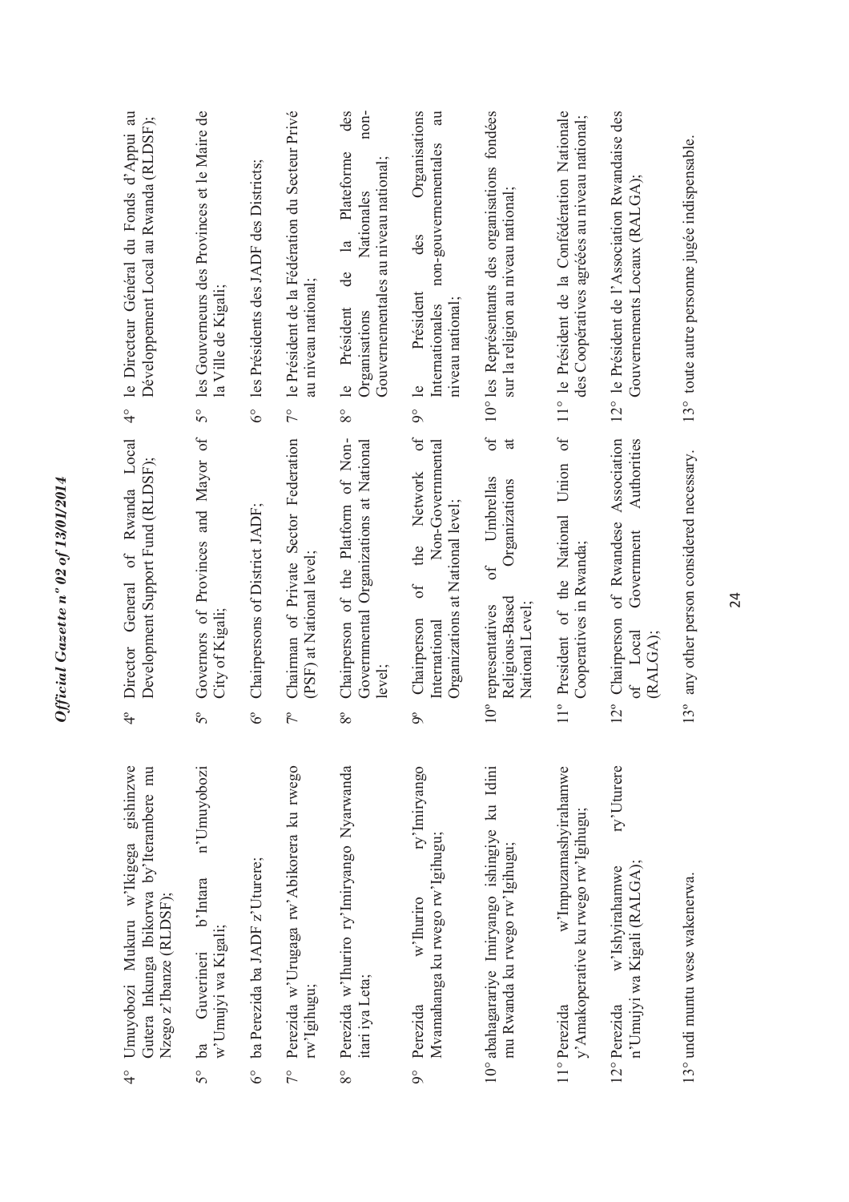| | | |
|---|---|---|
| 4° Umuyobozi Mukuru w'Ikigega gishinzwe Gutera Inkunga Ibikorwa by'Iterambere mu Nzego z'Ibanze (RLDSF); | 4° Director General of Rwanda Local Development Support Fund (RLDSF); | 4° le Directeur Général du Fonds d'Appui au Développement Local au Rwanda (RLDSF); |
| 5° ba Guverineri b'Intara n'Umuyobozi w'Umujyi wa Kigali; | 5° Governors of Provinces and Mayor of City of Kigali; | 5° les Gouverneurs des Provinces et le Maire de la Ville de Kigali; |
| 6° ba Perezida ba JADF z'Uturere; | 6° Chairpersons of District JADF; | 6° les Présidents des JADF des Districts; |
| 7° Perezida w'Urugaga rw'Abikorera ku rwego rw'Igihugu; | 7° Chairman of Private Sector Federation (PSF) at National level; | 7° le Président de la Fédération du Secteur Privé au niveau national; |
| 8° Perezida w'Ihuriro ry'Imiryango Nyarwanda itari iya Leta; | 8° Chairperson of the Platform of Non-Governmental Organizations at National level; | 8° le Président de la Plateforme des Organisations Nationales non-Gouvernementales au niveau national; |
| 9° Perezida w'Ihuriro ry'Imiryango Mvamahanga ku rwego rw'Igihugu; | 9° Chairperson of the Network of International Non-Governmental Organizations at National level; | 9° le Président des Organisations Internationales non-gouvernementales au niveau national; |
| 10° abahagarariye Imiryango ishingiye ku Idini mu Rwanda ku rwego rw'Igihugu; | 10° representatives of Umbrellas of Religious-Based Organizations at National Level; | 10° les Représentants des organisations fondées sur la religion au niveau national; |
| 11° Perezida w'Impuzamashyirahamwe y'Amakoperative ku rwego rw'Igihugu; | 11° President of the National Union of Cooperatives in Rwanda; | 11° le Président de la Confédération Nationale des Coopératives agréées au niveau national; |
| 12° Perezida w'Ishyirahamwe ry'Uturere n'Umujyi wa Kigali (RALGA); | 12° Chairperson of Rwandese Association of Local Government Authorities (RALGA); | 12° le Président de l'Association Rwandaise des Gouvernements Locaux (RALGA); |
| 13° undi muntu wese wakenerwa. | 13° any other person considered necessary. | 13° toute autre personne jugée indispensable. |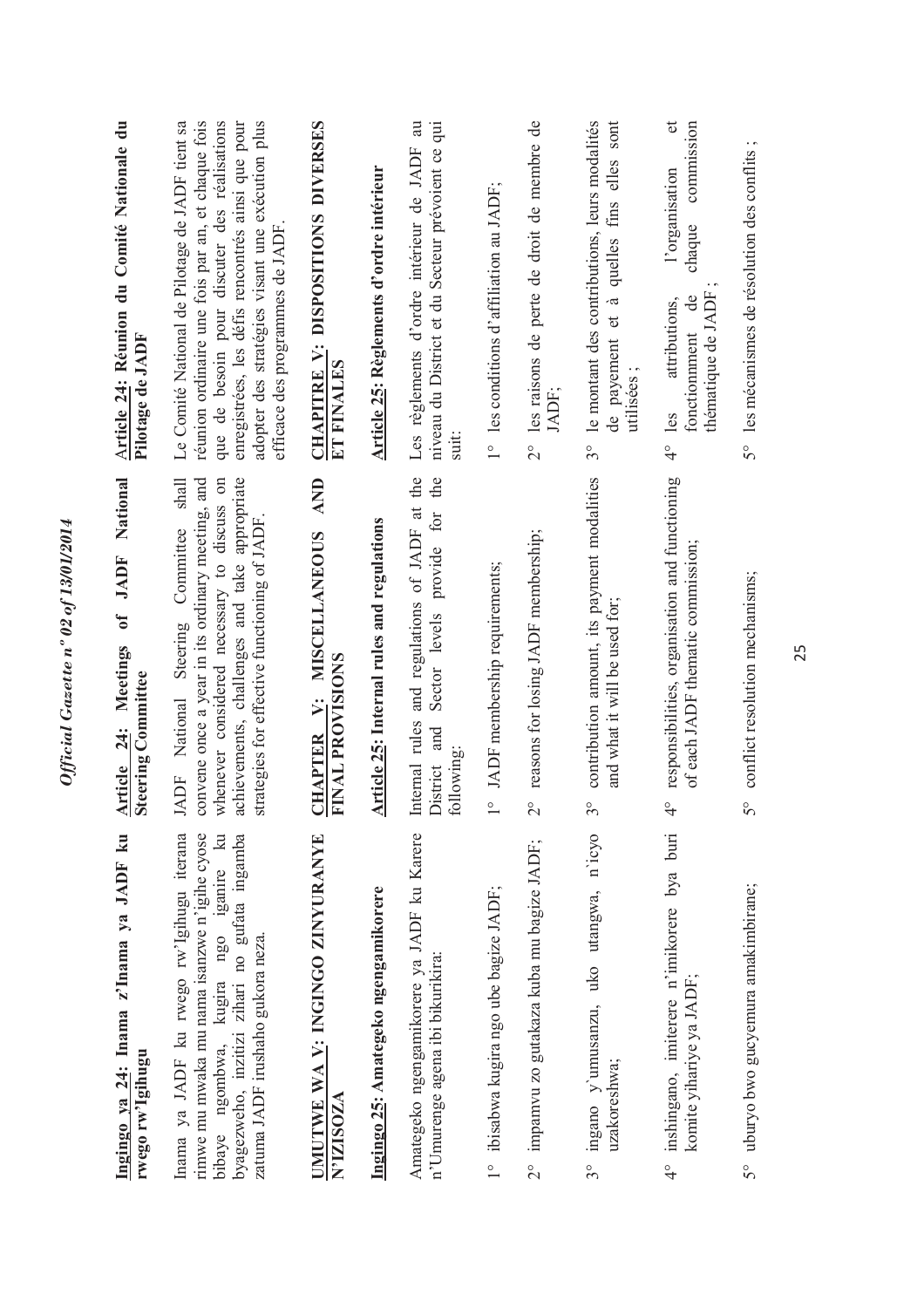**Ingingo ya 24: Inama z'Inama ya JADF ku rwego rw'Igihugu**

Inama ya JADF ku rwego rw'Igihugu iterana rimwe mu mwaka mu nama isanzwe n'igihe cyose bibaye ngombwa, kugira ngo iganire ku byagezweho, inzitizi zihari no gufata ingamba zatuma JADF irushaho gukora neza.

**UMUTWE WA V: INGINGO ZINYURANYE N'IZISOZA**

**Ingingo 25: Amategeko ngengamikorere**

Amategeko ngengamikorere ya JADF ku Karere n'Umurenge agena ibi bikurikira:

1° ibisabwa kugira ngo ube bagize JADF;

2° impamvu zo gutakaza kuba mu bagize JADF;

3° ingano y'umusanzu, uko utangwa, n'icyo uzakoreshwa;

4° inshingano, imiterere n'imikorere bya buri komite yihariye ya JADF;

5° uburyo bwo gucyemura amakimbirane;

**Article 24: Meetings of JADF National Steering Committee**

JADF National Steering Committee shall convene once a year in its ordinary meeting, and whenever considered necessary to discuss on achievements, challenges and take appropriate strategies for effective functioning of JADF.

**CHAPTER V: MISCELLANEOUS AND FINAL PROVISIONS**

**Article 25: Internal rules and regulations**

Internal rules and regulations of JADF at the District and Sector levels provide for the following:

1° JADF membership requirements;

2° reasons for losing JADF membership;

3° contribution amount, its payment modalities and what it will be used for;

4° responsibilities, organisation and functioning of each JADF thematic commission;

5° conflict resolution mechanisms;

**Article 24: Réunion du Comité Nationale du Pilotage de JADF**

Le Comité National de Pilotage de JADF tient sa réunion ordinaire une fois par an, et chaque fois que de besoin pour discuter des réalisations enregistrées, les défis rencontrés ainsi que pour adopter des stratégies visant une exécution plus efficace des programmes de JADF.

**CHAPITRE V: DISPOSITIONS DIVERSES ET FINALES**

**Article 25: Règlements d'ordre intérieur**

Les règlements d'ordre intérieur de JADF au niveau du District et du Secteur prévoient ce qui suit:

1° les conditions d'affiliation au JADF;

2° les raisons de perte de droit de membre de JADF;

3° le montant des contributions, leurs modalités de payement et à quelles fins elles sont utilisées ;

4° les attributions, l'organisation et fonctionnment de chaque commission thématique de JADF ;

5° les mécanismes de résolution des conflits ;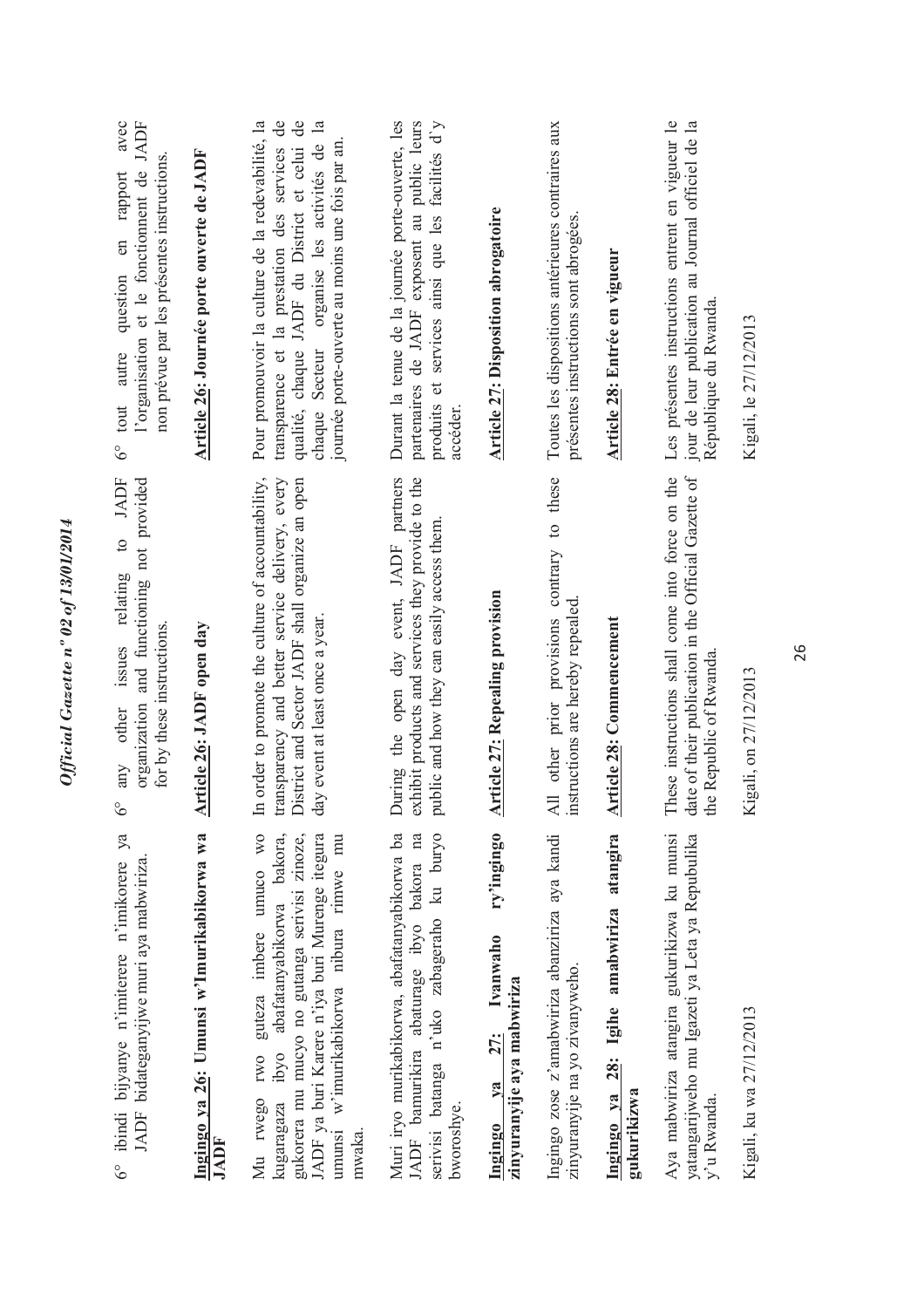6° ibindi bijyanye n'imiterere n'imikorere ya JADF bidateganyijwe muri aya mabwiriza.

**Ingingo ya 26: Umunsi w'Imurikabikorwa wa JADF**

Mu rwego rwo guteza imbere umuco wo kugaragaza ibyo abafatanyabikorwa bakora, gukorera mu mucyo no gutanga serivisi zinoze, JADF ya buri Karere n'iya buri Murenge itegura umunsi w'imurikabikorwa nibura rimwe mu mwaka.

Muri iryo murikabikorwa, abafatanyabikorwa ba JADF bamurikira abaturage ibyo bakora na serivisi batanga n'uko zabageraho ku buryo bworoshye.

**Ingingo ya 27: Ivanwaho ry'ingingo zinyuranyije aya mabwiriza**

Ingingo zose z'amabwiriza abanziriza aya kandi zinyuranyije na yo zivanyweho.

**Ingingo ya 28: Igihe amabwiriza atangira gukurikizwa**

Aya mabwiriza atangira gukurikizwa ku munsi yatangarijweho mu Igazeti ya Leta ya Repubulika y'u Rwanda.

Kigali, ku wa 27/12/2013

6° any other issues relating to JADF organization and functioning not provided for by these instructions.

**Article 26: JADF open day**

In order to promote the culture of accountability, transparency and better service delivery, every District and Sector JADF shall organize an open day event at least once a year.

During the open day event, JADF partners exhibit products and services they provide to the public and how they can easily access them.

**Article 27: Repealing provision**

All other prior provisions contrary to these instructions are hereby repealed.

**Article 28: Commencement**

These instructions shall come into force on the date of their publication in the Official Gazette of the Republic of Rwanda.

Kigali, on 27/12/2013

6° tout autre question en rapport avec l'organisation et le fonctionnent de JADF non prévue par les présentes instructions.

**Article 26: Journée porte ouverte de JADF**

Pour promouvoir la culture de la redevabilité, la transparence et la prestation des services de qualité, chaque JADF du District et celui de chaque Secteur organise les activités de la journée porte-ouverte au moins une fois par an.

Durant la tenue de la journée porte-ouverte, les partenaires de JADF exposent au public leurs produits et services ainsi que les facilités d'y accéder.

**Article 27: Disposition abrogatoire**

Toutes les dispositions antérieures contraires aux présentes instructions sont abrogées.

**Article 28: Entrée en vigueur**

Les présentes instructions entrent en vigueur le jour de leur publication au Journal officiel de la République du Rwanda.

Kigali, le 27/12/2013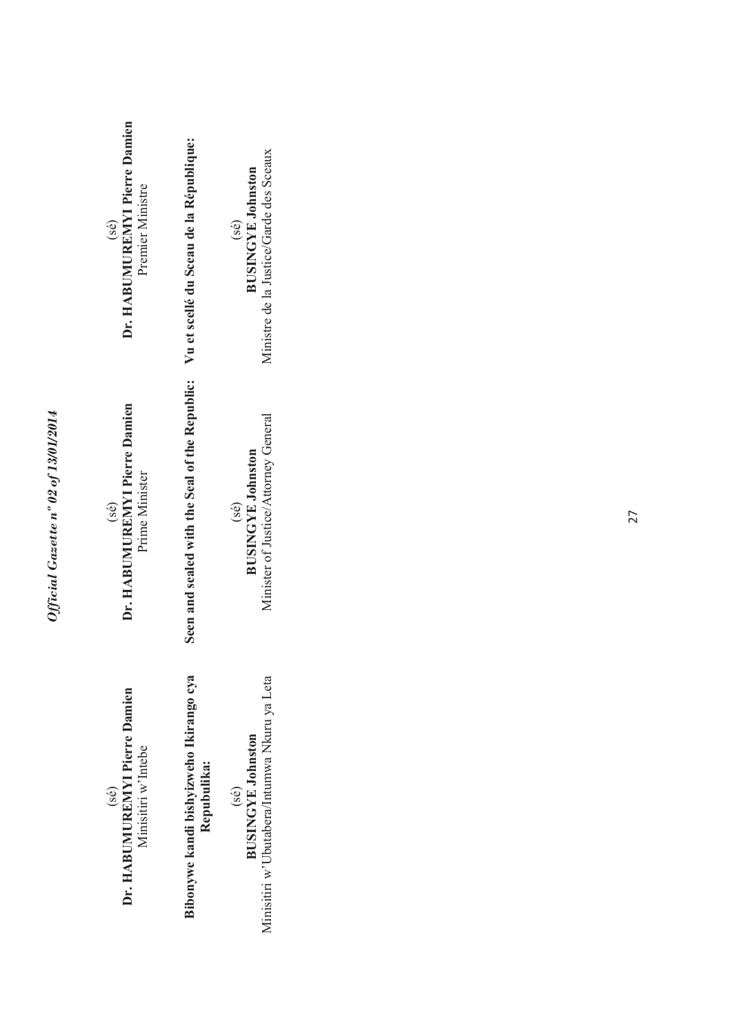(sé)
**Dr. HABUMUREMYI Pierre Damien**
Minisitiri w'Intebe

**Bibonywe kandi bishyizweho Ikirango cya Repubulika:**

(sé)
**BUSINGYE Johnston**
Minisitiri w'Ubutabera/Intumwa Nkuru ya Leta

(sé)
**Dr. HABUMUREMYI Pierre Damien**
Prime Minister

**Seen and sealed with the Seal of the Republic:**

(sé)
**BUSINGYE Johnston**
Minister of Justice/Attorney General

(sé)
**Dr. HABUMUREMYI Pierre Damien**
Premier Ministre

**Vu et scellé du Sceau de la République:**

(sé)
**BUSINGYE Johnston**
Ministre de la Justice/Garde des Sceaux